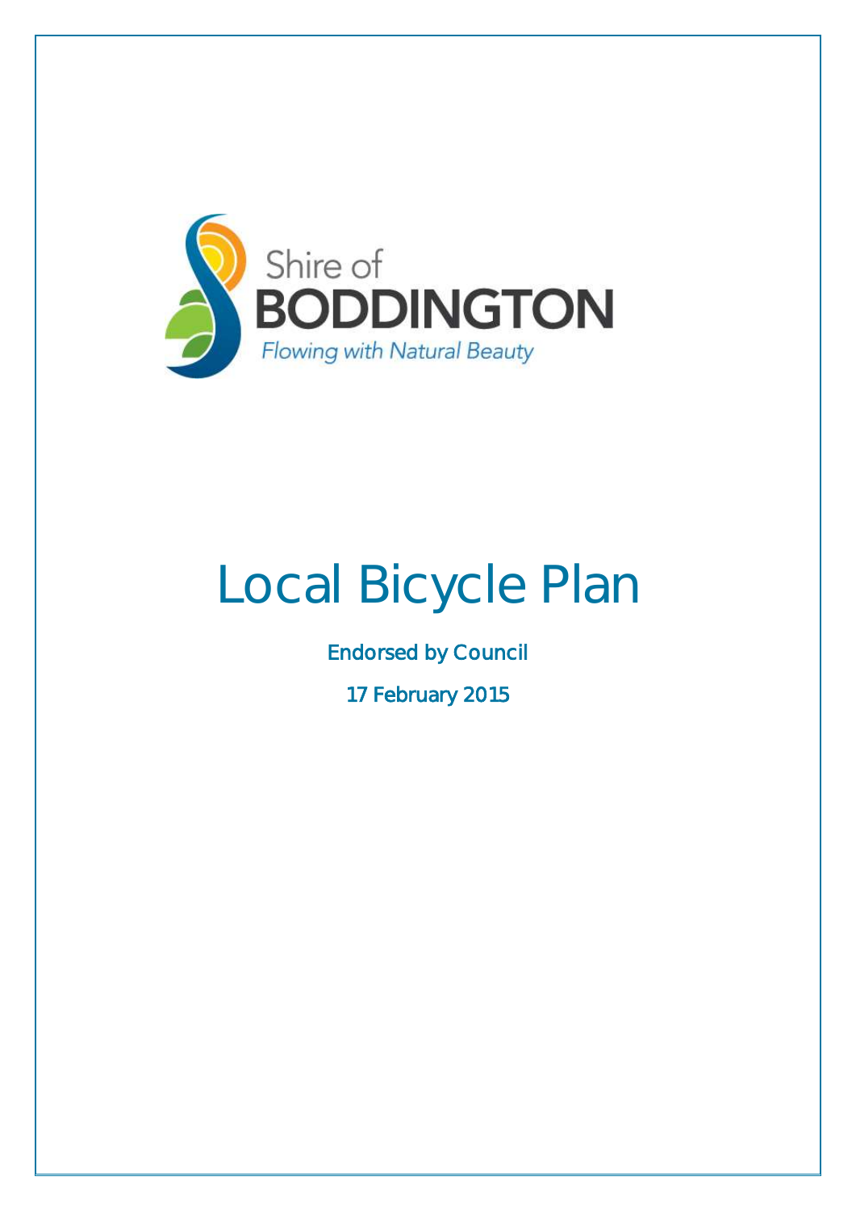Shire of
BODDINGTON
*Flowing with Natural Beauty*

# Local Bicycle Plan

Endorsed by Council

17 February 2015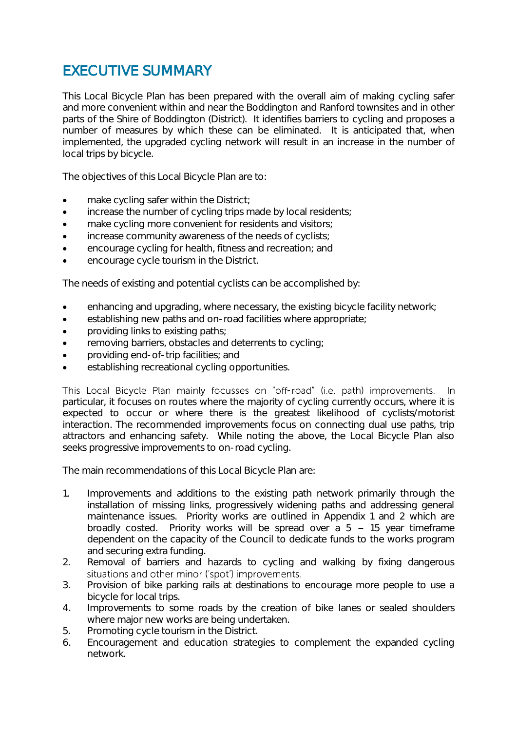# EXECUTIVE SUMMARY

This Local Bicycle Plan has been prepared with the overall aim of making cycling safer and more convenient within and near the Boddington and Ranford townsites and in other parts of the Shire of Boddington (District). It identifies barriers to cycling and proposes a number of measures by which these can be eliminated. It is anticipated that, when implemented, the upgraded cycling network will result in an increase in the number of local trips by bicycle.

The objectives of this Local Bicycle Plan are to:

- make cycling safer within the District;
- increase the number of cycling trips made by local residents;
- make cycling more convenient for residents and visitors;
- increase community awareness of the needs of cyclists;
- encourage cycling for health, fitness and recreation; and
- encourage cycle tourism in the District.

The needs of existing and potential cyclists can be accomplished by:

- enhancing and upgrading, where necessary, the existing bicycle facility network;
- establishing new paths and on-road facilities where appropriate;
- providing links to existing paths;
- removing barriers, obstacles and deterrents to cycling;
- providing end-of-trip facilities; and
- establishing recreational cycling opportunities.

This Local Bicycle Plan mainly focusses on "off-road" (i.e. path) improvements. In particular, it focuses on routes where the majority of cycling currently occurs, where it is expected to occur or where there is the greatest likelihood of cyclists/motorist interaction. The recommended improvements focus on connecting dual use paths, trip attractors and enhancing safety. While noting the above, the Local Bicycle Plan also seeks progressive improvements to on-road cycling.

The main recommendations of this Local Bicycle Plan are:

1. Improvements and additions to the existing path network primarily through the installation of missing links, progressively widening paths and addressing general maintenance issues. Priority works are outlined in Appendix 1 and 2 which are broadly costed. Priority works will be spread over a 5 – 15 year timeframe dependent on the capacity of the Council to dedicate funds to the works program and securing extra funding.
2. Removal of barriers and hazards to cycling and walking by fixing dangerous situations and other minor ('spot') improvements.
3. Provision of bike parking rails at destinations to encourage more people to use a bicycle for local trips.
4. Improvements to some roads by the creation of bike lanes or sealed shoulders where major new works are being undertaken.
5. Promoting cycle tourism in the District.
6. Encouragement and education strategies to complement the expanded cycling network.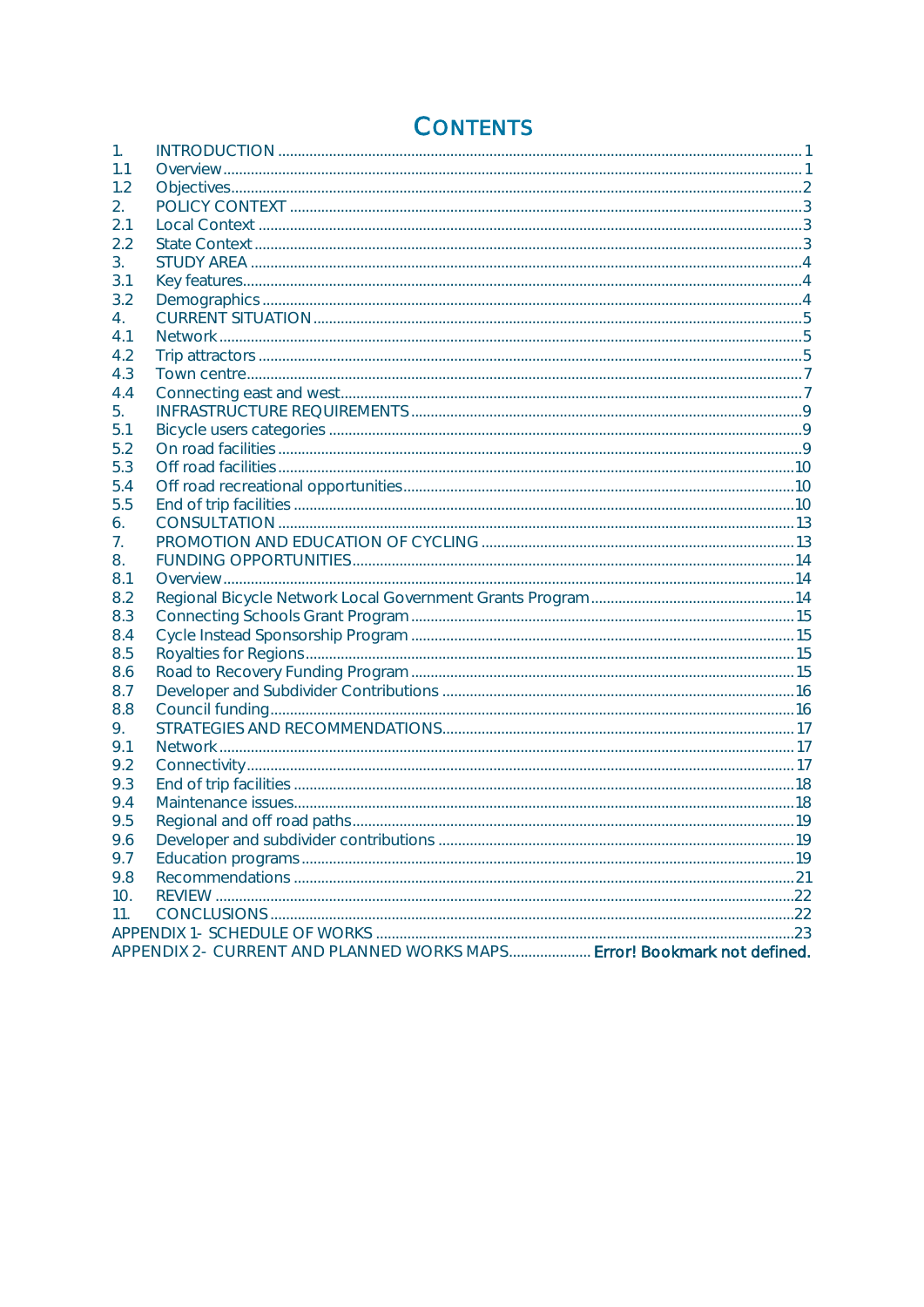# CONTENTS

| | | |
|---|---|---|
| 1. | INTRODUCTION | 1 |
| 1.1 | Overview | 1 |
| 1.2 | Objectives | 2 |
| 2. | POLICY CONTEXT | 3 |
| 2.1 | Local Context | 3 |
| 2.2 | State Context | 3 |
| 3. | STUDY AREA | 4 |
| 3.1 | Key features | 4 |
| 3.2 | Demographics | 4 |
| 4. | CURRENT SITUATION | 5 |
| 4.1 | Network | 5 |
| 4.2 | Trip attractors | 5 |
| 4.3 | Town centre | 7 |
| 4.4 | Connecting east and west | 7 |
| 5. | INFRASTRUCTURE REQUIREMENTS | 9 |
| 5.1 | Bicycle users categories | 9 |
| 5.2 | On road facilities | 9 |
| 5.3 | Off road facilities | 10 |
| 5.4 | Off road recreational opportunities | 10 |
| 5.5 | End of trip facilities | 10 |
| 6. | CONSULTATION | 13 |
| 7. | PROMOTION AND EDUCATION OF CYCLING | 13 |
| 8. | FUNDING OPPORTUNITIES | 14 |
| 8.1 | Overview | 14 |
| 8.2 | Regional Bicycle Network Local Government Grants Program | 14 |
| 8.3 | Connecting Schools Grant Program | 15 |
| 8.4 | Cycle Instead Sponsorship Program | 15 |
| 8.5 | Royalties for Regions | 15 |
| 8.6 | Road to Recovery Funding Program | 15 |
| 8.7 | Developer and Subdivider Contributions | 16 |
| 8.8 | Council funding | 16 |
| 9. | STRATEGIES AND RECOMMENDATIONS | 17 |
| 9.1 | Network | 17 |
| 9.2 | Connectivity | 17 |
| 9.3 | End of trip facilities | 18 |
| 9.4 | Maintenance issues | 18 |
| 9.5 | Regional and off road paths | 19 |
| 9.6 | Developer and subdivider contributions | 19 |
| 9.7 | Education programs | 19 |
| 9.8 | Recommendations | 21 |
| 10. | REVIEW | 22 |
| 11. | CONCLUSIONS | 22 |
| APPENDIX 1- | SCHEDULE OF WORKS | 23 |
| APPENDIX 2- | CURRENT AND PLANNED WORKS MAPS | **Error! Bookmark not defined.** |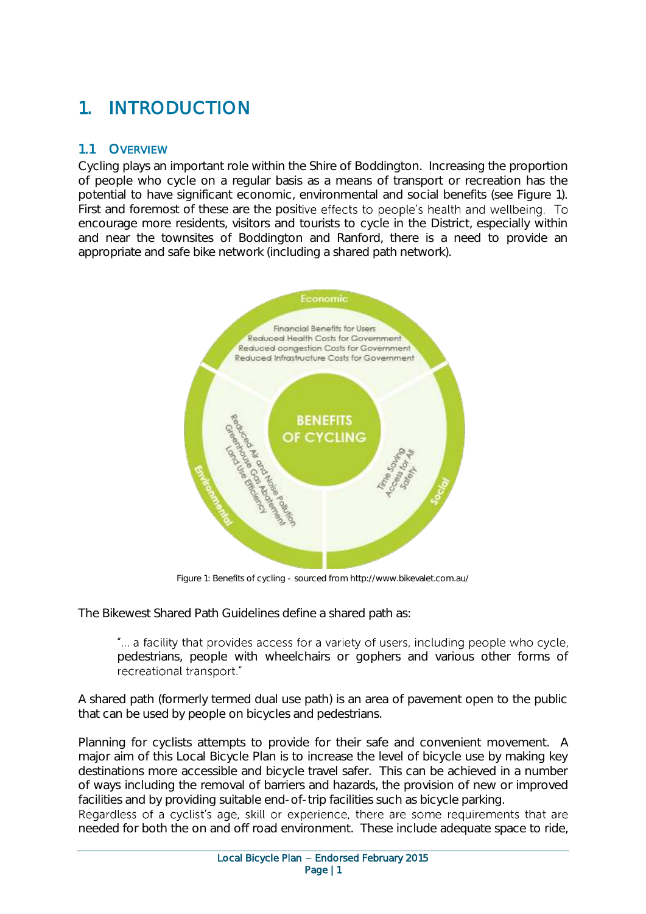# 1. INTRODUCTION

## 1.1 OVERVIEW

Cycling plays an important role within the Shire of Boddington. Increasing the proportion of people who cycle on a regular basis as a means of transport or recreation has the potential to have significant economic, environmental and social benefits (see Figure 1). First and foremost of these are the positive effects to people's health and wellbeing. To encourage more residents, visitors and tourists to cycle in the District, especially within and near the townsites of Boddington and Ranford, there is a need to provide an appropriate and safe bike network (including a shared path network).

Figure 1: Benefits of cycling - sourced from http://www.bikevalet.com.au/

The Bikewest Shared Path Guidelines define a shared path as:

> "… a facility that provides access for a variety of users, including people who cycle, pedestrians, people with wheelchairs or gophers and various other forms of recreational transport."

A shared path (formerly termed dual use path) is an area of pavement open to the public that can be used by people on bicycles and pedestrians.

Planning for cyclists attempts to provide for their safe and convenient movement. A major aim of this Local Bicycle Plan is to increase the level of bicycle use by making key destinations more accessible and bicycle travel safer. This can be achieved in a number of ways including the removal of barriers and hazards, the provision of new or improved facilities and by providing suitable end-of-trip facilities such as bicycle parking.

Regardless of a cyclist's age, skill or experience, there are some requirements that are needed for both the on and off road environment. These include adequate space to ride,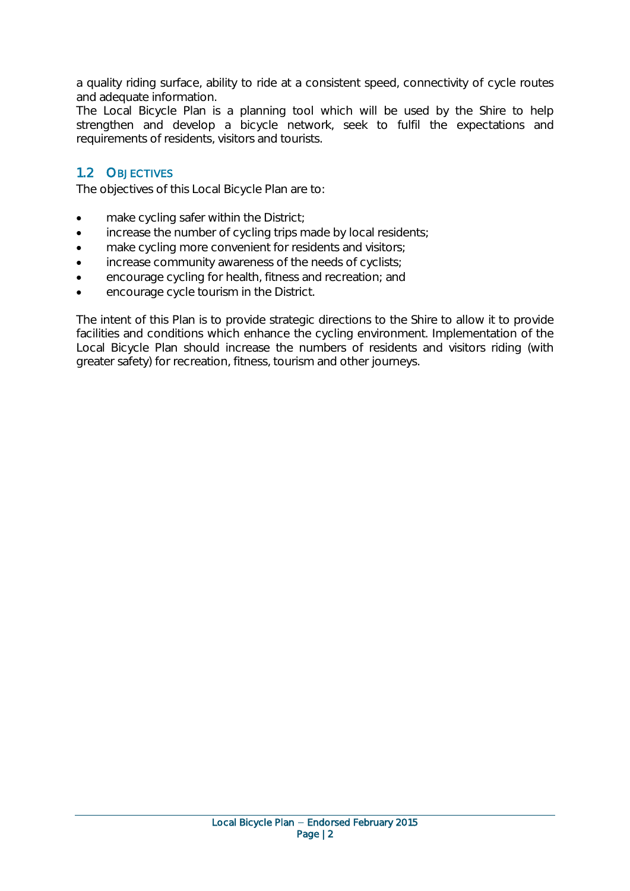a quality riding surface, ability to ride at a consistent speed, connectivity of cycle routes and adequate information.

The Local Bicycle Plan is a planning tool which will be used by the Shire to help strengthen and develop a bicycle network, seek to fulfil the expectations and requirements of residents, visitors and tourists.

## 1.2 OBJECTIVES

The objectives of this Local Bicycle Plan are to:

- make cycling safer within the District;
- increase the number of cycling trips made by local residents;
- make cycling more convenient for residents and visitors;
- increase community awareness of the needs of cyclists;
- encourage cycling for health, fitness and recreation; and
- encourage cycle tourism in the District.

The intent of this Plan is to provide strategic directions to the Shire to allow it to provide facilities and conditions which enhance the cycling environment. Implementation of the Local Bicycle Plan should increase the numbers of residents and visitors riding (with greater safety) for recreation, fitness, tourism and other journeys.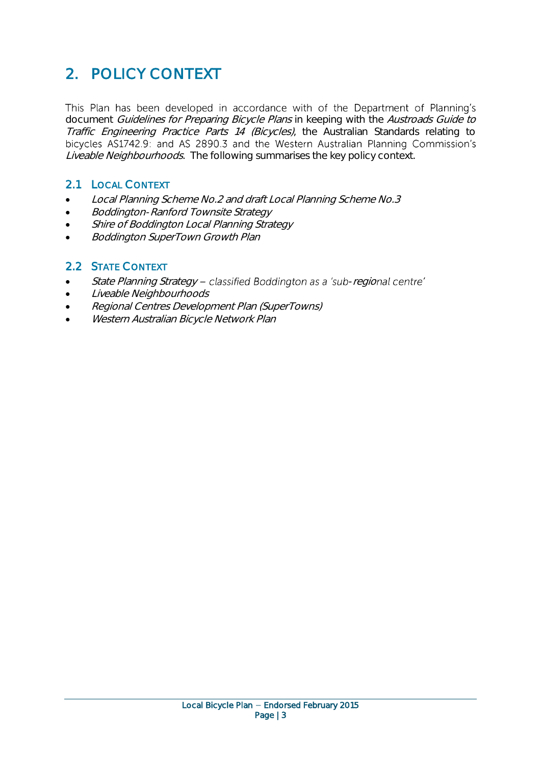# 2. POLICY CONTEXT

This Plan has been developed in accordance with of the Department of Planning's document *Guidelines for Preparing Bicycle Plans* in keeping with the *Austroads Guide to Traffic Engineering Practice Parts 14 (Bicycles)*, the Australian Standards relating to bicycles AS1742.9: and AS 2890.3 and the Western Australian Planning Commission's *Liveable Neighbourhoods*. The following summarises the key policy context.

## 2.1 LOCAL CONTEXT

- *Local Planning Scheme No.2 and draft Local Planning Scheme No.3*
- *Boddington-Ranford Townsite Strategy*
- *Shire of Boddington Local Planning Strategy*
- *Boddington SuperTown Growth Plan*

## 2.2 STATE CONTEXT

- *State Planning Strategy* – classified Boddington as a 'sub-regional centre'
- *Liveable Neighbourhoods*
- *Regional Centres Development Plan (SuperTowns)*
- *Western Australian Bicycle Network Plan*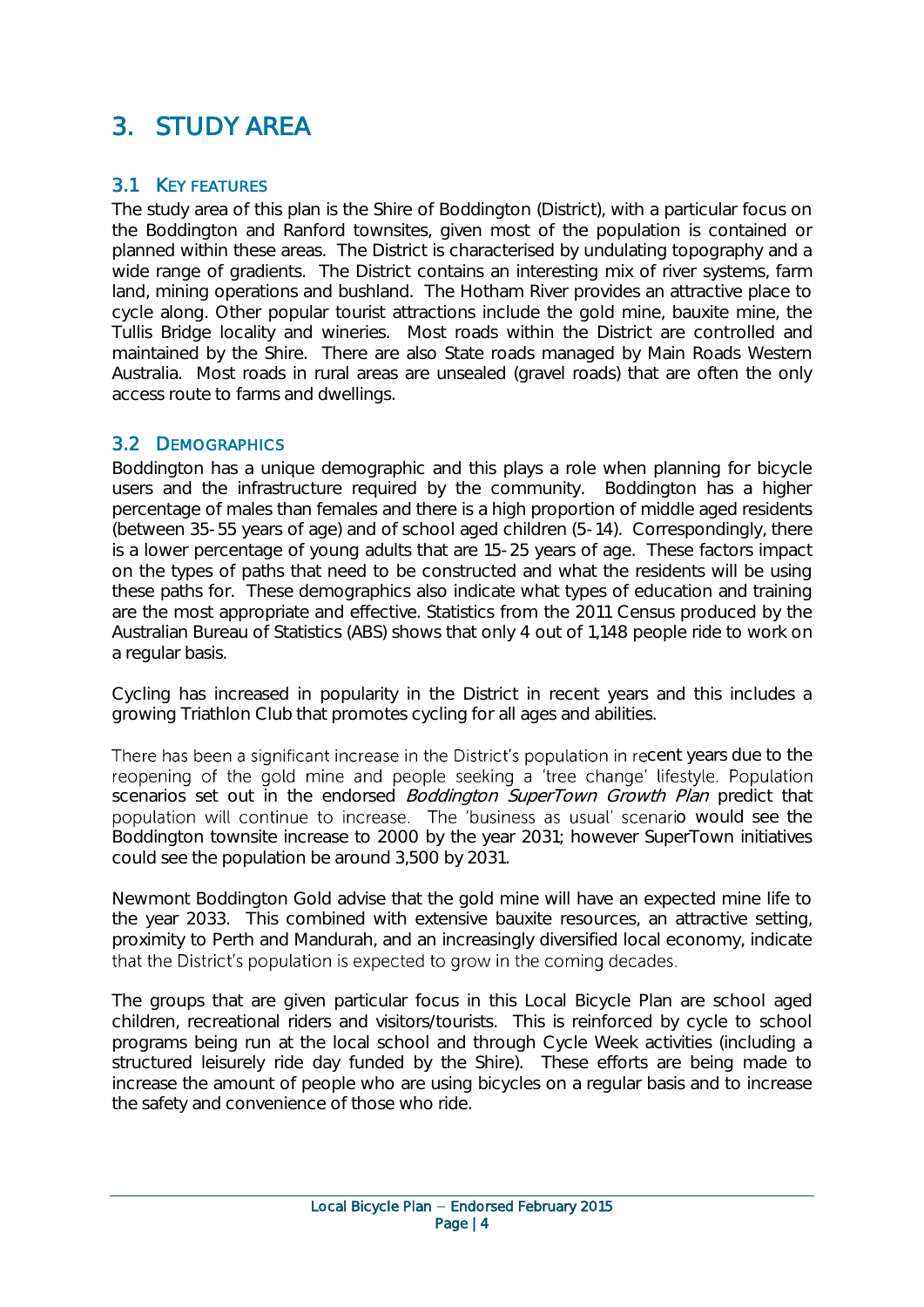# 3. STUDY AREA

## 3.1 KEY FEATURES

The study area of this plan is the Shire of Boddington (District), with a particular focus on the Boddington and Ranford townsites, given most of the population is contained or planned within these areas. The District is characterised by undulating topography and a wide range of gradients. The District contains an interesting mix of river systems, farm land, mining operations and bushland. The Hotham River provides an attractive place to cycle along. Other popular tourist attractions include the gold mine, bauxite mine, the Tullis Bridge locality and wineries. Most roads within the District are controlled and maintained by the Shire. There are also State roads managed by Main Roads Western Australia. Most roads in rural areas are unsealed (gravel roads) that are often the only access route to farms and dwellings.

## 3.2 DEMOGRAPHICS

Boddington has a unique demographic and this plays a role when planning for bicycle users and the infrastructure required by the community. Boddington has a higher percentage of males than females and there is a high proportion of middle aged residents (between 35-55 years of age) and of school aged children (5-14). Correspondingly, there is a lower percentage of young adults that are 15-25 years of age. These factors impact on the types of paths that need to be constructed and what the residents will be using these paths for. These demographics also indicate what types of education and training are the most appropriate and effective. Statistics from the 2011 Census produced by the Australian Bureau of Statistics (ABS) shows that only 4 out of 1,148 people ride to work on a regular basis.

Cycling has increased in popularity in the District in recent years and this includes a growing Triathlon Club that promotes cycling for all ages and abilities.

There has been a significant increase in the District's population in recent years due to the reopening of the gold mine and people seeking a 'tree change' lifestyle. Population scenarios set out in the endorsed *Boddington SuperTown Growth Plan* predict that population will continue to increase. The 'business as usual' scenario would see the Boddington townsite increase to 2000 by the year 2031; however SuperTown initiatives could see the population be around 3,500 by 2031.

Newmont Boddington Gold advise that the gold mine will have an expected mine life to the year 2033. This combined with extensive bauxite resources, an attractive setting, proximity to Perth and Mandurah, and an increasingly diversified local economy, indicate that the District's population is expected to grow in the coming decades.

The groups that are given particular focus in this Local Bicycle Plan are school aged children, recreational riders and visitors/tourists. This is reinforced by cycle to school programs being run at the local school and through Cycle Week activities (including a structured leisurely ride day funded by the Shire). These efforts are being made to increase the amount of people who are using bicycles on a regular basis and to increase the safety and convenience of those who ride.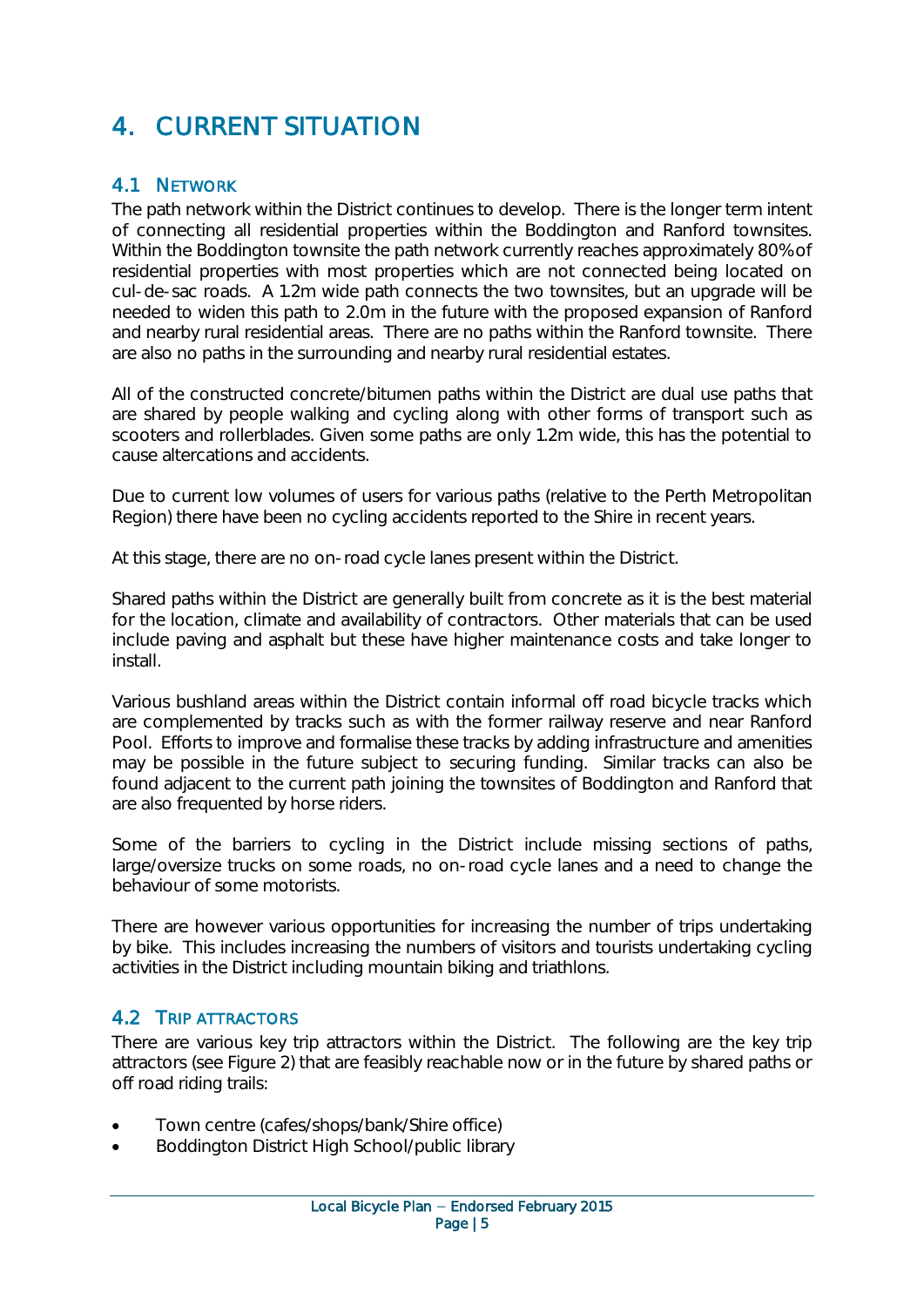# 4. CURRENT SITUATION

## 4.1 NETWORK

The path network within the District continues to develop. There is the longer term intent of connecting all residential properties within the Boddington and Ranford townsites. Within the Boddington townsite the path network currently reaches approximately 80% of residential properties with most properties which are not connected being located on cul-de-sac roads. A 1.2m wide path connects the two townsites, but an upgrade will be needed to widen this path to 2.0m in the future with the proposed expansion of Ranford and nearby rural residential areas. There are no paths within the Ranford townsite. There are also no paths in the surrounding and nearby rural residential estates.

All of the constructed concrete/bitumen paths within the District are dual use paths that are shared by people walking and cycling along with other forms of transport such as scooters and rollerblades. Given some paths are only 1.2m wide, this has the potential to cause altercations and accidents.

Due to current low volumes of users for various paths (relative to the Perth Metropolitan Region) there have been no cycling accidents reported to the Shire in recent years.

At this stage, there are no on-road cycle lanes present within the District.

Shared paths within the District are generally built from concrete as it is the best material for the location, climate and availability of contractors. Other materials that can be used include paving and asphalt but these have higher maintenance costs and take longer to install.

Various bushland areas within the District contain informal off road bicycle tracks which are complemented by tracks such as with the former railway reserve and near Ranford Pool. Efforts to improve and formalise these tracks by adding infrastructure and amenities may be possible in the future subject to securing funding. Similar tracks can also be found adjacent to the current path joining the townsites of Boddington and Ranford that are also frequented by horse riders.

Some of the barriers to cycling in the District include missing sections of paths, large/oversize trucks on some roads, no on-road cycle lanes and a need to change the behaviour of some motorists.

There are however various opportunities for increasing the number of trips undertaking by bike. This includes increasing the numbers of visitors and tourists undertaking cycling activities in the District including mountain biking and triathlons.

## 4.2 TRIP ATTRACTORS

There are various key trip attractors within the District. The following are the key trip attractors (see Figure 2) that are feasibly reachable now or in the future by shared paths or off road riding trails:

- Town centre (cafes/shops/bank/Shire office)
- Boddington District High School/public library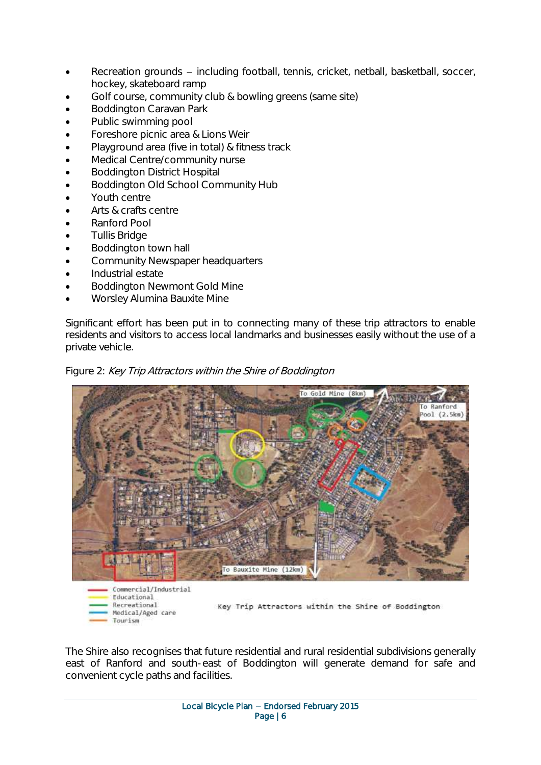- Recreation grounds – including football, tennis, cricket, netball, basketball, soccer, hockey, skateboard ramp
- Golf course, community club & bowling greens (same site)
- Boddington Caravan Park
- Public swimming pool
- Foreshore picnic area & Lions Weir
- Playground area (five in total) & fitness track
- Medical Centre/community nurse
- Boddington District Hospital
- Boddington Old School Community Hub
- Youth centre
- Arts & crafts centre
- Ranford Pool
- Tullis Bridge
- Boddington town hall
- Community Newspaper headquarters
- Industrial estate
- Boddington Newmont Gold Mine
- Worsley Alumina Bauxite Mine

Significant effort has been put in to connecting many of these trip attractors to enable residents and visitors to access local landmarks and businesses easily without the use of a private vehicle.

Figure 2: *Key Trip Attractors within the Shire of Boddington*

The Shire also recognises that future residential and rural residential subdivisions generally east of Ranford and south-east of Boddington will generate demand for safe and convenient cycle paths and facilities.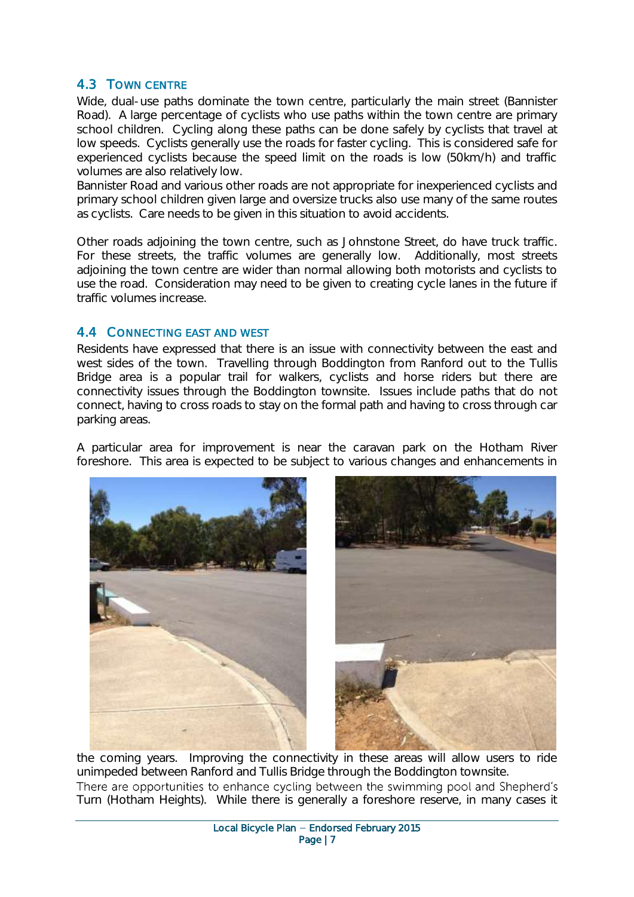## 4.3 Town Centre

Wide, dual-use paths dominate the town centre, particularly the main street (Bannister Road). A large percentage of cyclists who use paths within the town centre are primary school children. Cycling along these paths can be done safely by cyclists that travel at low speeds. Cyclists generally use the roads for faster cycling. This is considered safe for experienced cyclists because the speed limit on the roads is low (50km/h) and traffic volumes are also relatively low.

Bannister Road and various other roads are not appropriate for inexperienced cyclists and primary school children given large and oversize trucks also use many of the same routes as cyclists. Care needs to be given in this situation to avoid accidents.

Other roads adjoining the town centre, such as Johnstone Street, do have truck traffic. For these streets, the traffic volumes are generally low. Additionally, most streets adjoining the town centre are wider than normal allowing both motorists and cyclists to use the road. Consideration may need to be given to creating cycle lanes in the future if traffic volumes increase.

## 4.4 Connecting East and West

Residents have expressed that there is an issue with connectivity between the east and west sides of the town. Travelling through Boddington from Ranford out to the Tullis Bridge area is a popular trail for walkers, cyclists and horse riders but there are connectivity issues through the Boddington townsite. Issues include paths that do not connect, having to cross roads to stay on the formal path and having to cross through car parking areas.

A particular area for improvement is near the caravan park on the Hotham River foreshore. This area is expected to be subject to various changes and enhancements in the coming years. Improving the connectivity in these areas will allow users to ride unimpeded between Ranford and Tullis Bridge through the Boddington townsite.

There are opportunities to enhance cycling between the swimming pool and Shepherd's Turn (Hotham Heights). While there is generally a foreshore reserve, in many cases it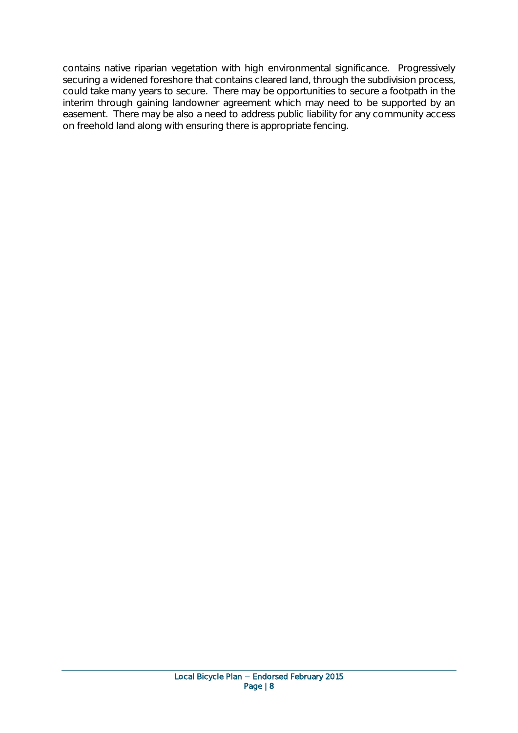contains native riparian vegetation with high environmental significance. Progressively securing a widened foreshore that contains cleared land, through the subdivision process, could take many years to secure. There may be opportunities to secure a footpath in the interim through gaining landowner agreement which may need to be supported by an easement. There may be also a need to address public liability for any community access on freehold land along with ensuring there is appropriate fencing.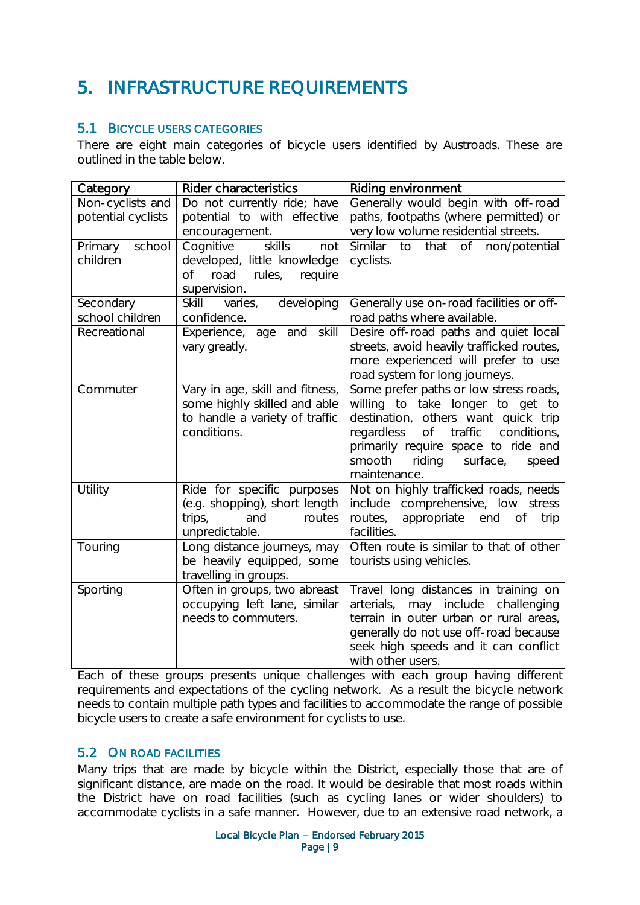# 5. INFRASTRUCTURE REQUIREMENTS

## 5.1 BICYCLE USERS CATEGORIES

There are eight main categories of bicycle users identified by Austroads. These are outlined in the table below.

| Category | Rider characteristics | Riding environment |
|---|---|---|
| Non-cyclists and potential cyclists | Do not currently ride; have potential to with effective encouragement. | Generally would begin with off-road paths, footpaths (where permitted) or very low volume residential streets. |
| Primary school children | Cognitive skills not developed, little knowledge of road rules, require supervision. | Similar to that of non/potential cyclists. |
| Secondary school children | Skill varies, developing confidence. | Generally use on-road facilities or off-road paths where available. |
| Recreational | Experience, age and skill vary greatly. | Desire off-road paths and quiet local streets, avoid heavily trafficked routes, more experienced will prefer to use road system for long journeys. |
| Commuter | Vary in age, skill and fitness, some highly skilled and able to handle a variety of traffic conditions. | Some prefer paths or low stress roads, willing to take longer to get to destination, others want quick trip regardless of traffic conditions, primarily require space to ride and smooth riding surface, speed maintenance. |
| Utility | Ride for specific purposes (e.g. shopping), short length trips, and routes unpredictable. | Not on highly trafficked roads, needs include comprehensive, low stress routes, appropriate end of trip facilities. |
| Touring | Long distance journeys, may be heavily equipped, some travelling in groups. | Often route is similar to that of other tourists using vehicles. |
| Sporting | Often in groups, two abreast occupying left lane, similar needs to commuters. | Travel long distances in training on arterials, may include challenging terrain in outer urban or rural areas, generally do not use off-road because seek high speeds and it can conflict with other users. |

Each of these groups presents unique challenges with each group having different requirements and expectations of the cycling network. As a result the bicycle network needs to contain multiple path types and facilities to accommodate the range of possible bicycle users to create a safe environment for cyclists to use.

## 5.2 ON ROAD FACILITIES

Many trips that are made by bicycle within the District, especially those that are of significant distance, are made on the road. It would be desirable that most roads within the District have on road facilities (such as cycling lanes or wider shoulders) to accommodate cyclists in a safe manner. However, due to an extensive road network, a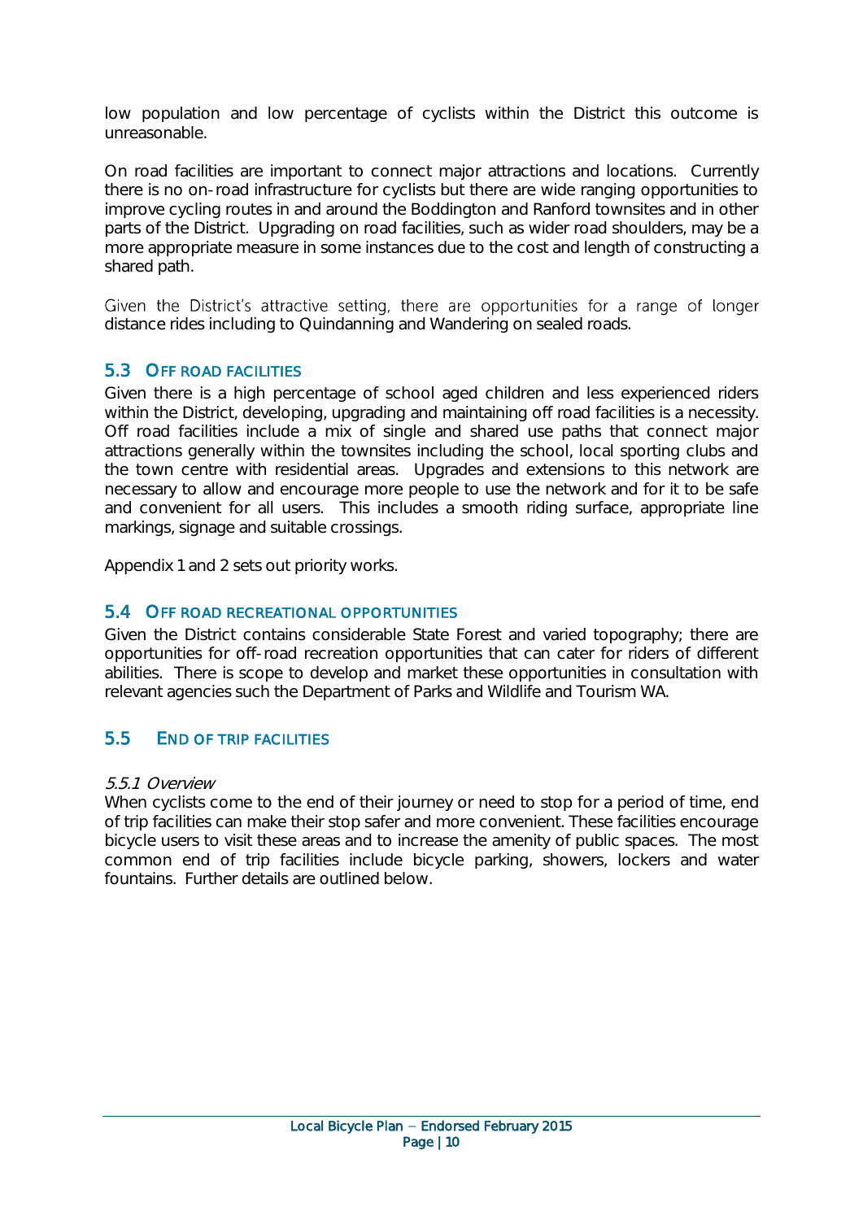low population and low percentage of cyclists within the District this outcome is unreasonable.

On road facilities are important to connect major attractions and locations. Currently there is no on-road infrastructure for cyclists but there are wide ranging opportunities to improve cycling routes in and around the Boddington and Ranford townsites and in other parts of the District. Upgrading on road facilities, such as wider road shoulders, may be a more appropriate measure in some instances due to the cost and length of constructing a shared path.

Given the District's attractive setting, there are opportunities for a range of longer distance rides including to Quindanning and Wandering on sealed roads.

## 5.3 Off Road Facilities

Given there is a high percentage of school aged children and less experienced riders within the District, developing, upgrading and maintaining off road facilities is a necessity. Off road facilities include a mix of single and shared use paths that connect major attractions generally within the townsites including the school, local sporting clubs and the town centre with residential areas. Upgrades and extensions to this network are necessary to allow and encourage more people to use the network and for it to be safe and convenient for all users. This includes a smooth riding surface, appropriate line markings, signage and suitable crossings.

Appendix 1 and 2 sets out priority works.

## 5.4 Off Road Recreational Opportunities

Given the District contains considerable State Forest and varied topography; there are opportunities for off-road recreation opportunities that can cater for riders of different abilities. There is scope to develop and market these opportunities in consultation with relevant agencies such the Department of Parks and Wildlife and Tourism WA.

## 5.5 End of Trip Facilities

### *5.5.1 Overview*

When cyclists come to the end of their journey or need to stop for a period of time, end of trip facilities can make their stop safer and more convenient. These facilities encourage bicycle users to visit these areas and to increase the amenity of public spaces. The most common end of trip facilities include bicycle parking, showers, lockers and water fountains. Further details are outlined below.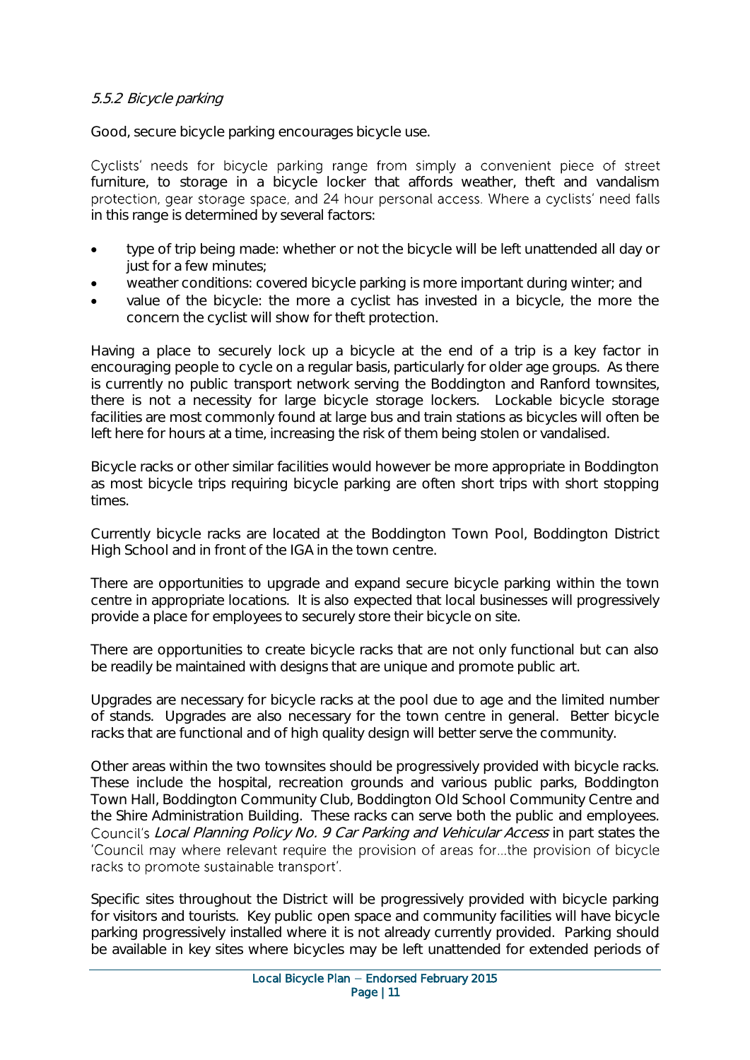#### *5.5.2 Bicycle parking*

Good, secure bicycle parking encourages bicycle use.

Cyclists' needs for bicycle parking range from simply a convenient piece of street furniture, to storage in a bicycle locker that affords weather, theft and vandalism protection, gear storage space, and 24 hour personal access. Where a cyclists' need falls in this range is determined by several factors:

- type of trip being made: whether or not the bicycle will be left unattended all day or just for a few minutes;
- weather conditions: covered bicycle parking is more important during winter; and
- value of the bicycle: the more a cyclist has invested in a bicycle, the more the concern the cyclist will show for theft protection.

Having a place to securely lock up a bicycle at the end of a trip is a key factor in encouraging people to cycle on a regular basis, particularly for older age groups. As there is currently no public transport network serving the Boddington and Ranford townsites, there is not a necessity for large bicycle storage lockers. Lockable bicycle storage facilities are most commonly found at large bus and train stations as bicycles will often be left here for hours at a time, increasing the risk of them being stolen or vandalised.

Bicycle racks or other similar facilities would however be more appropriate in Boddington as most bicycle trips requiring bicycle parking are often short trips with short stopping times.

Currently bicycle racks are located at the Boddington Town Pool, Boddington District High School and in front of the IGA in the town centre.

There are opportunities to upgrade and expand secure bicycle parking within the town centre in appropriate locations. It is also expected that local businesses will progressively provide a place for employees to securely store their bicycle on site.

There are opportunities to create bicycle racks that are not only functional but can also be readily be maintained with designs that are unique and promote public art.

Upgrades are necessary for bicycle racks at the pool due to age and the limited number of stands. Upgrades are also necessary for the town centre in general. Better bicycle racks that are functional and of high quality design will better serve the community.

Other areas within the two townsites should be progressively provided with bicycle racks. These include the hospital, recreation grounds and various public parks, Boddington Town Hall, Boddington Community Club, Boddington Old School Community Centre and the Shire Administration Building. These racks can serve both the public and employees. Council's *Local Planning Policy No. 9 Car Parking and Vehicular Access* in part states the 'Council may where relevant require the provision of areas for…the provision of bicycle racks to promote sustainable transport'.

Specific sites throughout the District will be progressively provided with bicycle parking for visitors and tourists. Key public open space and community facilities will have bicycle parking progressively installed where it is not already currently provided. Parking should be available in key sites where bicycles may be left unattended for extended periods of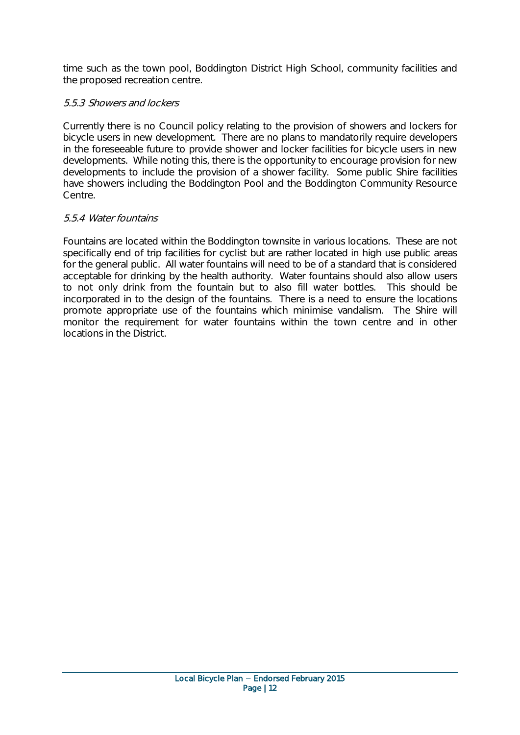time such as the town pool, Boddington District High School, community facilities and the proposed recreation centre.

### *5.5.3 Showers and lockers*

Currently there is no Council policy relating to the provision of showers and lockers for bicycle users in new development. There are no plans to mandatorily require developers in the foreseeable future to provide shower and locker facilities for bicycle users in new developments. While noting this, there is the opportunity to encourage provision for new developments to include the provision of a shower facility. Some public Shire facilities have showers including the Boddington Pool and the Boddington Community Resource Centre.

### *5.5.4 Water fountains*

Fountains are located within the Boddington townsite in various locations. These are not specifically end of trip facilities for cyclist but are rather located in high use public areas for the general public. All water fountains will need to be of a standard that is considered acceptable for drinking by the health authority. Water fountains should also allow users to not only drink from the fountain but to also fill water bottles. This should be incorporated in to the design of the fountains. There is a need to ensure the locations promote appropriate use of the fountains which minimise vandalism. The Shire will monitor the requirement for water fountains within the town centre and in other locations in the District.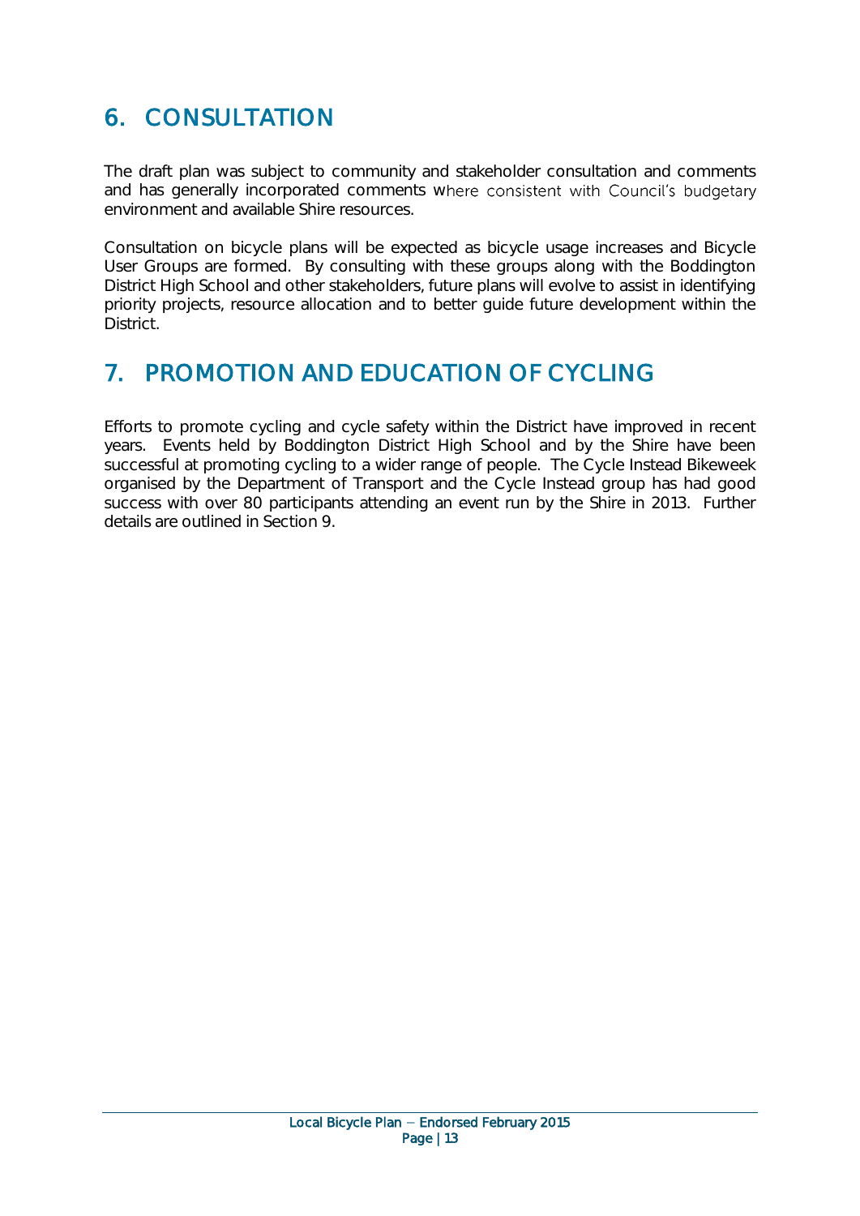# 6. CONSULTATION

The draft plan was subject to community and stakeholder consultation and comments and has generally incorporated comments where consistent with Council's budgetary environment and available Shire resources.

Consultation on bicycle plans will be expected as bicycle usage increases and Bicycle User Groups are formed. By consulting with these groups along with the Boddington District High School and other stakeholders, future plans will evolve to assist in identifying priority projects, resource allocation and to better guide future development within the District.

# 7. PROMOTION AND EDUCATION OF CYCLING

Efforts to promote cycling and cycle safety within the District have improved in recent years. Events held by Boddington District High School and by the Shire have been successful at promoting cycling to a wider range of people. The Cycle Instead Bikeweek organised by the Department of Transport and the Cycle Instead group has had good success with over 80 participants attending an event run by the Shire in 2013. Further details are outlined in Section 9.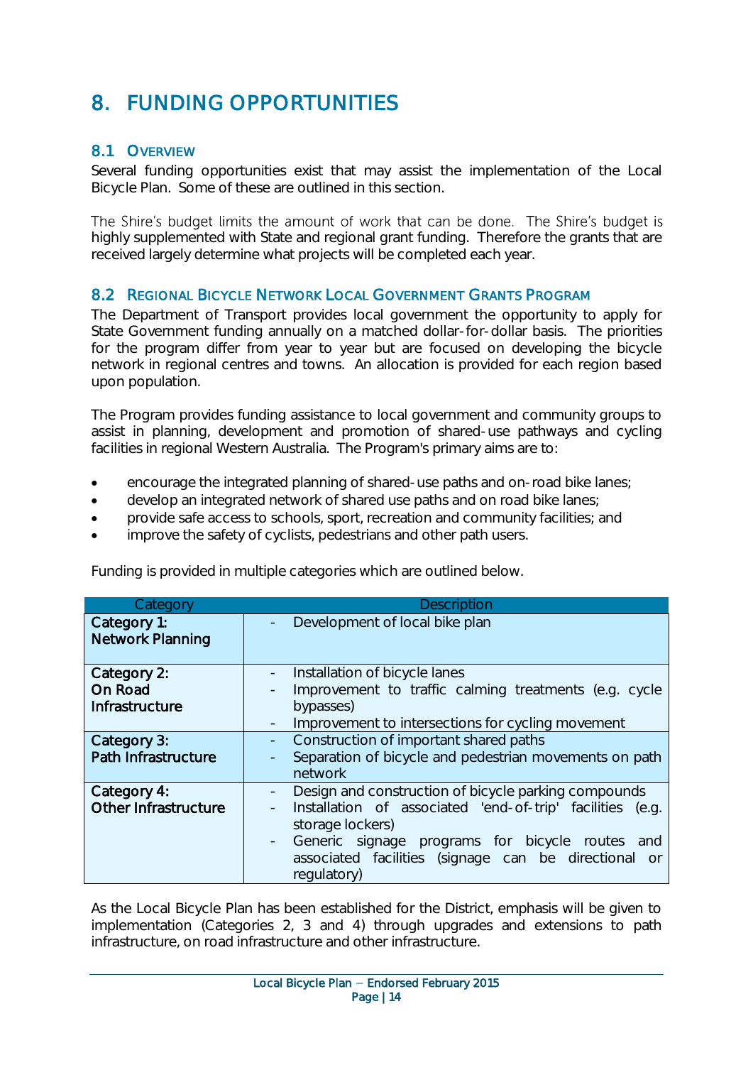# 8. FUNDING OPPORTUNITIES

## 8.1 Overview

Several funding opportunities exist that may assist the implementation of the Local Bicycle Plan. Some of these are outlined in this section.

The Shire's budget limits the amount of work that can be done. The Shire's budget is highly supplemented with State and regional grant funding. Therefore the grants that are received largely determine what projects will be completed each year.

## 8.2 Regional Bicycle Network Local Government Grants Program

The Department of Transport provides local government the opportunity to apply for State Government funding annually on a matched dollar-for-dollar basis. The priorities for the program differ from year to year but are focused on developing the bicycle network in regional centres and towns. An allocation is provided for each region based upon population.

The Program provides funding assistance to local government and community groups to assist in planning, development and promotion of shared-use pathways and cycling facilities in regional Western Australia. The Program's primary aims are to:

- encourage the integrated planning of shared-use paths and on-road bike lanes;
- develop an integrated network of shared use paths and on road bike lanes;
- provide safe access to schools, sport, recreation and community facilities; and
- improve the safety of cyclists, pedestrians and other path users.

Funding is provided in multiple categories which are outlined below.

| Category | Description |
|---|---|
| **Category 1: Network Planning** | - Development of local bike plan |
| **Category 2: On Road Infrastructure** | - Installation of bicycle lanes<br>- Improvement to traffic calming treatments (e.g. cycle bypasses)<br>- Improvement to intersections for cycling movement |
| **Category 3: Path Infrastructure** | - Construction of important shared paths<br>- Separation of bicycle and pedestrian movements on path network |
| **Category 4: Other Infrastructure** | - Design and construction of bicycle parking compounds<br>- Installation of associated 'end-of-trip' facilities (e.g. storage lockers)<br>- Generic signage programs for bicycle routes and associated facilities (signage can be directional or regulatory) |

As the Local Bicycle Plan has been established for the District, emphasis will be given to implementation (Categories 2, 3 and 4) through upgrades and extensions to path infrastructure, on road infrastructure and other infrastructure.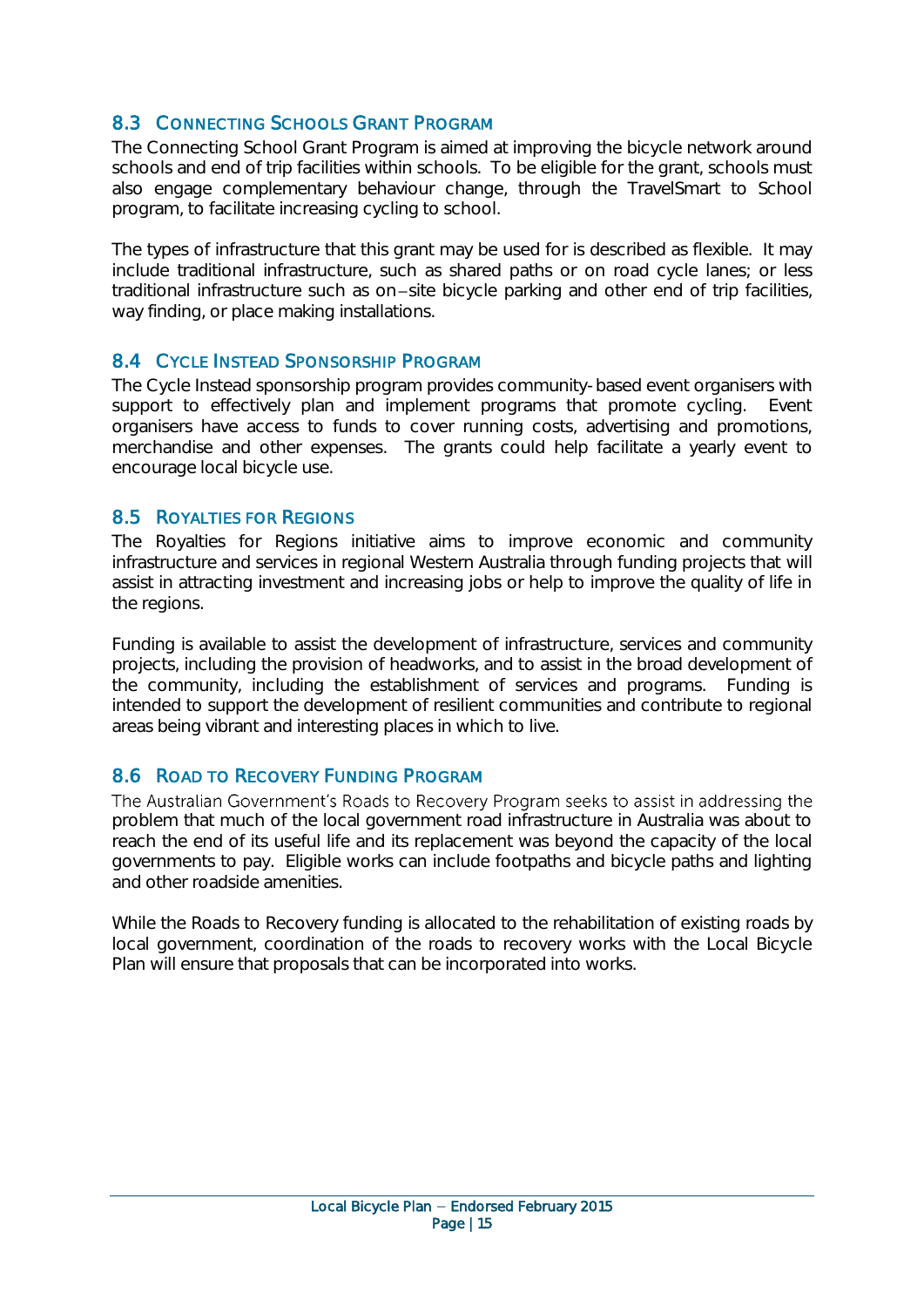## 8.3 Connecting Schools Grant Program

The Connecting School Grant Program is aimed at improving the bicycle network around schools and end of trip facilities within schools. To be eligible for the grant, schools must also engage complementary behaviour change, through the TravelSmart to School program, to facilitate increasing cycling to school.

The types of infrastructure that this grant may be used for is described as flexible. It may include traditional infrastructure, such as shared paths or on road cycle lanes; or less traditional infrastructure such as on–site bicycle parking and other end of trip facilities, way finding, or place making installations.

## 8.4 Cycle Instead Sponsorship Program

The Cycle Instead sponsorship program provides community-based event organisers with support to effectively plan and implement programs that promote cycling. Event organisers have access to funds to cover running costs, advertising and promotions, merchandise and other expenses. The grants could help facilitate a yearly event to encourage local bicycle use.

## 8.5 Royalties for Regions

The Royalties for Regions initiative aims to improve economic and community infrastructure and services in regional Western Australia through funding projects that will assist in attracting investment and increasing jobs or help to improve the quality of life in the regions.

Funding is available to assist the development of infrastructure, services and community projects, including the provision of headworks, and to assist in the broad development of the community, including the establishment of services and programs. Funding is intended to support the development of resilient communities and contribute to regional areas being vibrant and interesting places in which to live.

## 8.6 Road to Recovery Funding Program

The Australian Government's Roads to Recovery Program seeks to assist in addressing the problem that much of the local government road infrastructure in Australia was about to reach the end of its useful life and its replacement was beyond the capacity of the local governments to pay. Eligible works can include footpaths and bicycle paths and lighting and other roadside amenities.

While the Roads to Recovery funding is allocated to the rehabilitation of existing roads by local government, coordination of the roads to recovery works with the Local Bicycle Plan will ensure that proposals that can be incorporated into works.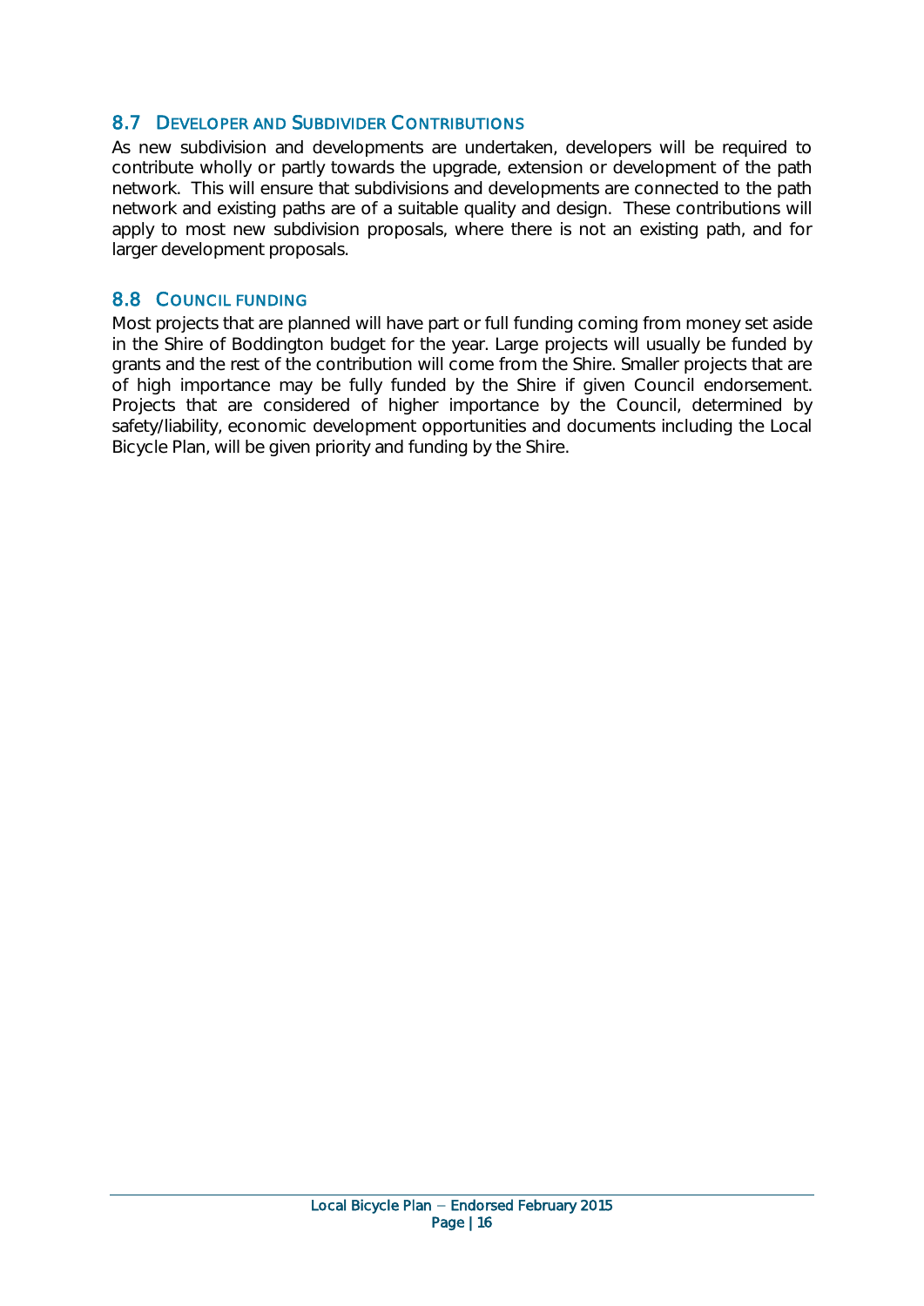## 8.7 Developer and Subdivider Contributions

As new subdivision and developments are undertaken, developers will be required to contribute wholly or partly towards the upgrade, extension or development of the path network. This will ensure that subdivisions and developments are connected to the path network and existing paths are of a suitable quality and design. These contributions will apply to most new subdivision proposals, where there is not an existing path, and for larger development proposals.

## 8.8 Council funding

Most projects that are planned will have part or full funding coming from money set aside in the Shire of Boddington budget for the year. Large projects will usually be funded by grants and the rest of the contribution will come from the Shire. Smaller projects that are of high importance may be fully funded by the Shire if given Council endorsement. Projects that are considered of higher importance by the Council, determined by safety/liability, economic development opportunities and documents including the Local Bicycle Plan, will be given priority and funding by the Shire.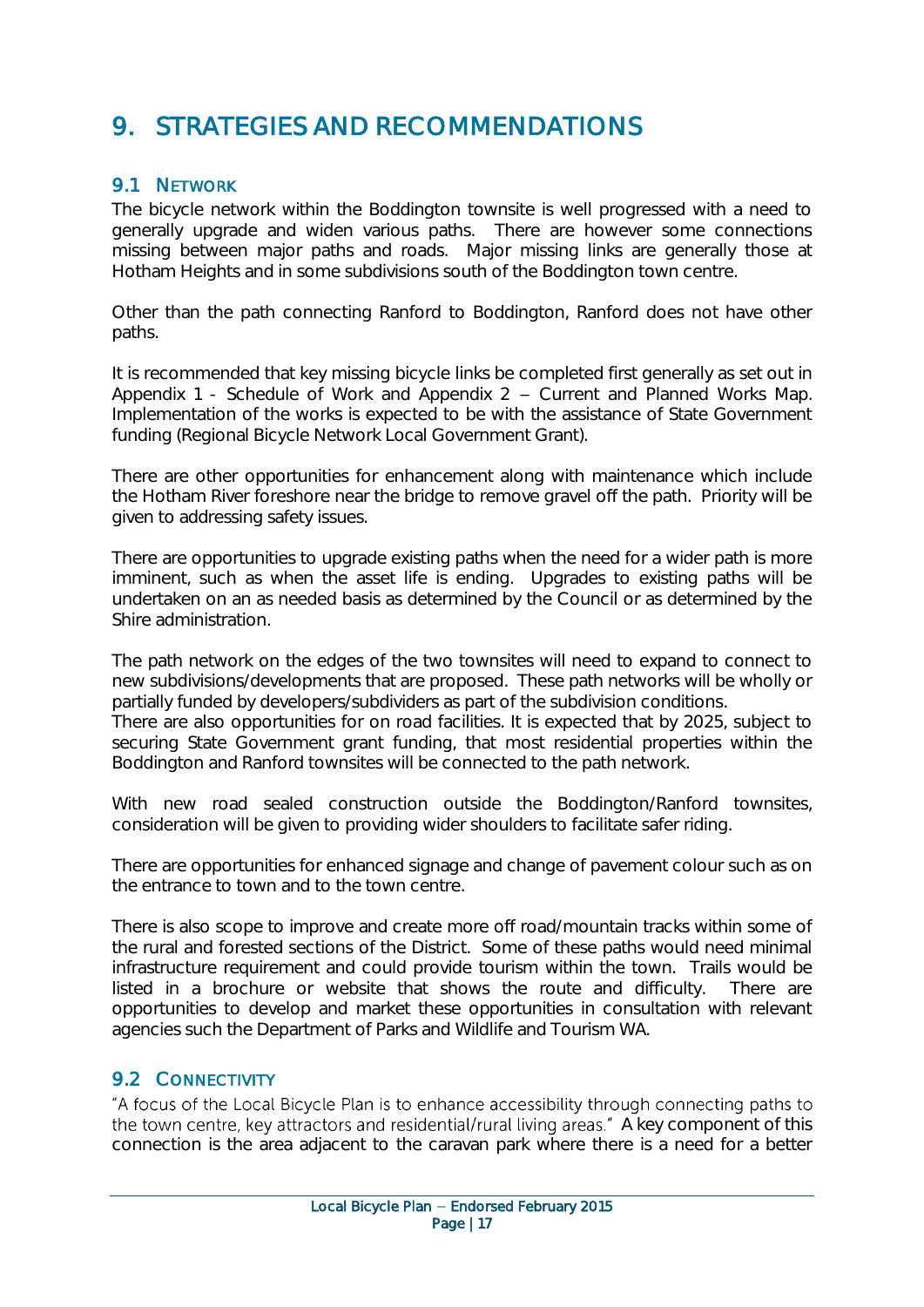# 9. STRATEGIES AND RECOMMENDATIONS

## 9.1 NETWORK

The bicycle network within the Boddington townsite is well progressed with a need to generally upgrade and widen various paths. There are however some connections missing between major paths and roads. Major missing links are generally those at Hotham Heights and in some subdivisions south of the Boddington town centre.

Other than the path connecting Ranford to Boddington, Ranford does not have other paths.

It is recommended that key missing bicycle links be completed first generally as set out in Appendix 1 - Schedule of Work and Appendix 2 – Current and Planned Works Map. Implementation of the works is expected to be with the assistance of State Government funding (Regional Bicycle Network Local Government Grant).

There are other opportunities for enhancement along with maintenance which include the Hotham River foreshore near the bridge to remove gravel off the path. Priority will be given to addressing safety issues.

There are opportunities to upgrade existing paths when the need for a wider path is more imminent, such as when the asset life is ending. Upgrades to existing paths will be undertaken on an as needed basis as determined by the Council or as determined by the Shire administration.

The path network on the edges of the two townsites will need to expand to connect to new subdivisions/developments that are proposed. These path networks will be wholly or partially funded by developers/subdividers as part of the subdivision conditions.
There are also opportunities for on road facilities. It is expected that by 2025, subject to securing State Government grant funding, that most residential properties within the Boddington and Ranford townsites will be connected to the path network.

With new road sealed construction outside the Boddington/Ranford townsites, consideration will be given to providing wider shoulders to facilitate safer riding.

There are opportunities for enhanced signage and change of pavement colour such as on the entrance to town and to the town centre.

There is also scope to improve and create more off road/mountain tracks within some of the rural and forested sections of the District. Some of these paths would need minimal infrastructure requirement and could provide tourism within the town. Trails would be listed in a brochure or website that shows the route and difficulty. There are opportunities to develop and market these opportunities in consultation with relevant agencies such the Department of Parks and Wildlife and Tourism WA.

## 9.2 CONNECTIVITY

"A focus of the Local Bicycle Plan is to enhance accessibility through connecting paths to the town centre, key attractors and residential/rural living areas." A key component of this connection is the area adjacent to the caravan park where there is a need for a better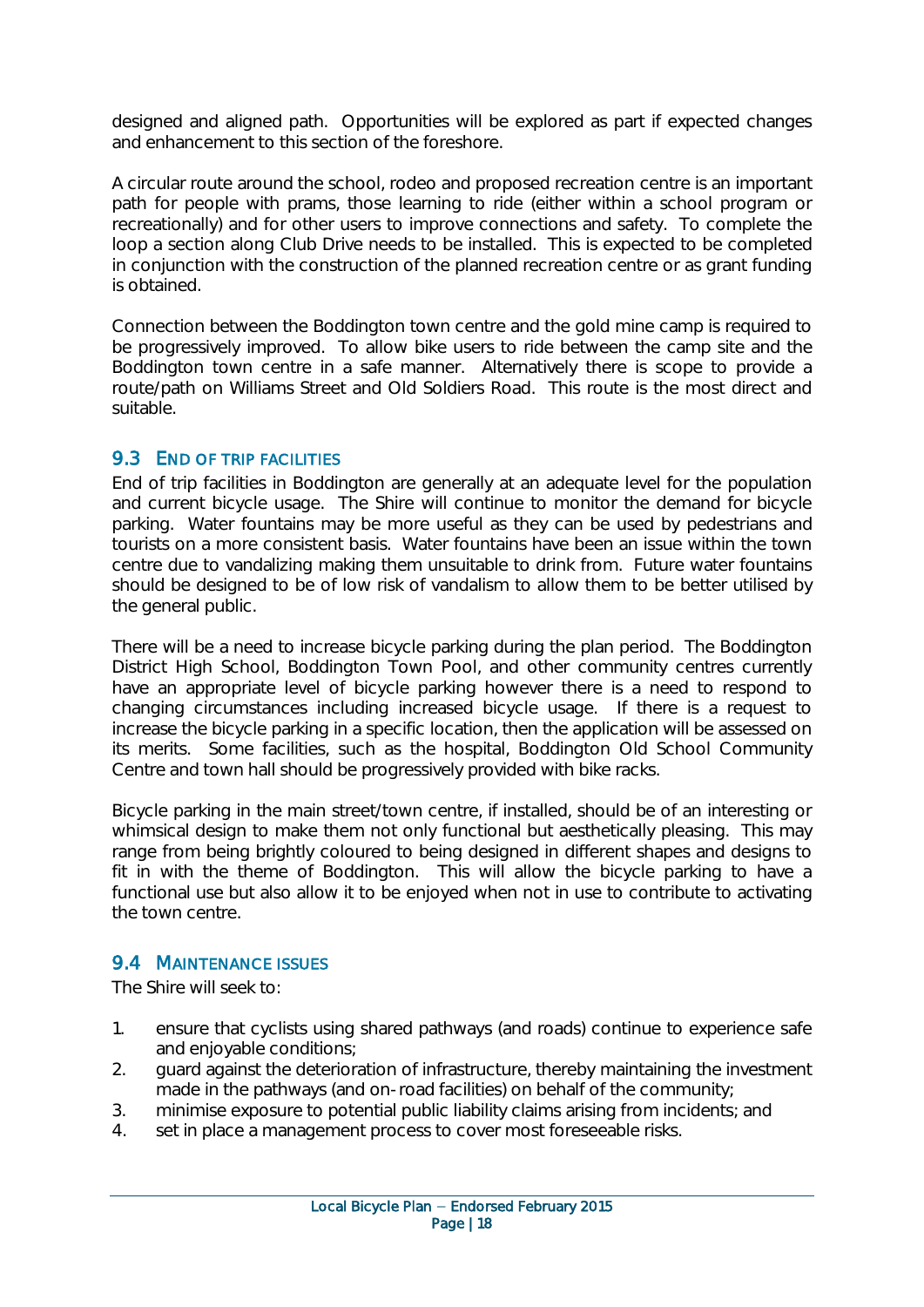designed and aligned path. Opportunities will be explored as part if expected changes and enhancement to this section of the foreshore.

A circular route around the school, rodeo and proposed recreation centre is an important path for people with prams, those learning to ride (either within a school program or recreationally) and for other users to improve connections and safety. To complete the loop a section along Club Drive needs to be installed. This is expected to be completed in conjunction with the construction of the planned recreation centre or as grant funding is obtained.

Connection between the Boddington town centre and the gold mine camp is required to be progressively improved. To allow bike users to ride between the camp site and the Boddington town centre in a safe manner. Alternatively there is scope to provide a route/path on Williams Street and Old Soldiers Road. This route is the most direct and suitable.

## 9.3 END OF TRIP FACILITIES

End of trip facilities in Boddington are generally at an adequate level for the population and current bicycle usage. The Shire will continue to monitor the demand for bicycle parking. Water fountains may be more useful as they can be used by pedestrians and tourists on a more consistent basis. Water fountains have been an issue within the town centre due to vandalizing making them unsuitable to drink from. Future water fountains should be designed to be of low risk of vandalism to allow them to be better utilised by the general public.

There will be a need to increase bicycle parking during the plan period. The Boddington District High School, Boddington Town Pool, and other community centres currently have an appropriate level of bicycle parking however there is a need to respond to changing circumstances including increased bicycle usage. If there is a request to increase the bicycle parking in a specific location, then the application will be assessed on its merits. Some facilities, such as the hospital, Boddington Old School Community Centre and town hall should be progressively provided with bike racks.

Bicycle parking in the main street/town centre, if installed, should be of an interesting or whimsical design to make them not only functional but aesthetically pleasing. This may range from being brightly coloured to being designed in different shapes and designs to fit in with the theme of Boddington. This will allow the bicycle parking to have a functional use but also allow it to be enjoyed when not in use to contribute to activating the town centre.

## 9.4 MAINTENANCE ISSUES

The Shire will seek to:

1. ensure that cyclists using shared pathways (and roads) continue to experience safe and enjoyable conditions;
2. guard against the deterioration of infrastructure, thereby maintaining the investment made in the pathways (and on-road facilities) on behalf of the community;
3. minimise exposure to potential public liability claims arising from incidents; and
4. set in place a management process to cover most foreseeable risks.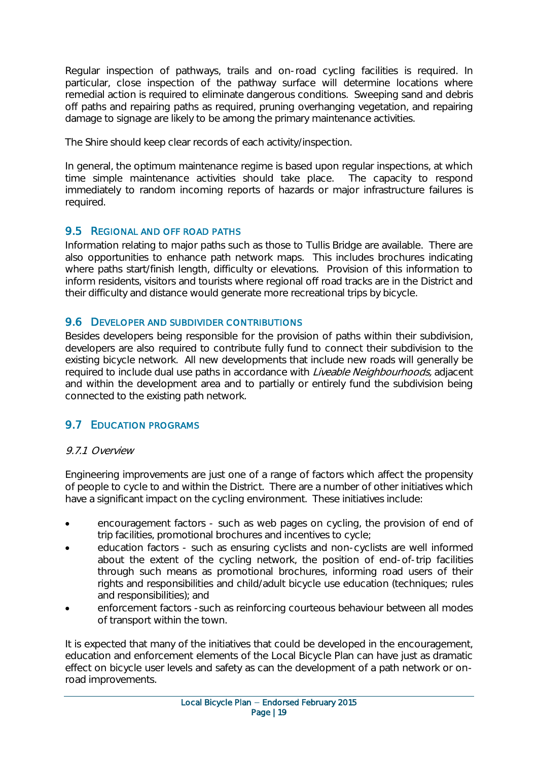Regular inspection of pathways, trails and on-road cycling facilities is required. In particular, close inspection of the pathway surface will determine locations where remedial action is required to eliminate dangerous conditions. Sweeping sand and debris off paths and repairing paths as required, pruning overhanging vegetation, and repairing damage to signage are likely to be among the primary maintenance activities.

The Shire should keep clear records of each activity/inspection.

In general, the optimum maintenance regime is based upon regular inspections, at which time simple maintenance activities should take place. The capacity to respond immediately to random incoming reports of hazards or major infrastructure failures is required.

## 9.5 Regional and off road paths

Information relating to major paths such as those to Tullis Bridge are available. There are also opportunities to enhance path network maps. This includes brochures indicating where paths start/finish length, difficulty or elevations. Provision of this information to inform residents, visitors and tourists where regional off road tracks are in the District and their difficulty and distance would generate more recreational trips by bicycle.

## 9.6 Developer and subdivider contributions

Besides developers being responsible for the provision of paths within their subdivision, developers are also required to contribute fully fund to connect their subdivision to the existing bicycle network. All new developments that include new roads will generally be required to include dual use paths in accordance with *Liveable Neighbourhoods,* adjacent and within the development area and to partially or entirely fund the subdivision being connected to the existing path network.

## 9.7 Education programs

### *9.7.1 Overview*

Engineering improvements are just one of a range of factors which affect the propensity of people to cycle to and within the District. There are a number of other initiatives which have a significant impact on the cycling environment. These initiatives include:

- encouragement factors - such as web pages on cycling, the provision of end of trip facilities, promotional brochures and incentives to cycle;
- education factors - such as ensuring cyclists and non-cyclists are well informed about the extent of the cycling network, the position of end-of-trip facilities through such means as promotional brochures, informing road users of their rights and responsibilities and child/adult bicycle use education (techniques; rules and responsibilities); and
- enforcement factors - such as reinforcing courteous behaviour between all modes of transport within the town.

It is expected that many of the initiatives that could be developed in the encouragement, education and enforcement elements of the Local Bicycle Plan can have just as dramatic effect on bicycle user levels and safety as can the development of a path network or on-road improvements.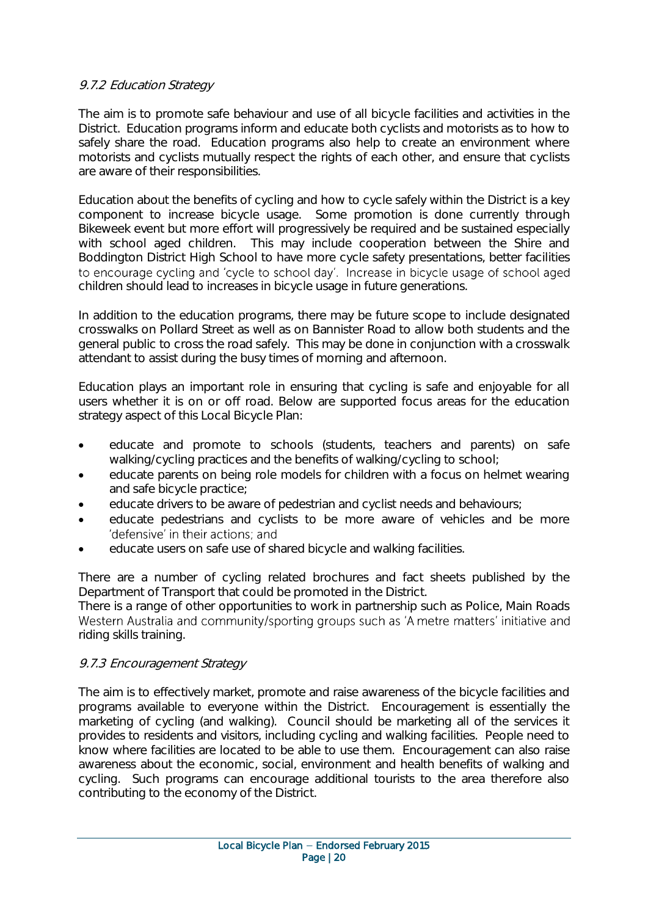### *9.7.2 Education Strategy*

The aim is to promote safe behaviour and use of all bicycle facilities and activities in the District. Education programs inform and educate both cyclists and motorists as to how to safely share the road. Education programs also help to create an environment where motorists and cyclists mutually respect the rights of each other, and ensure that cyclists are aware of their responsibilities.

Education about the benefits of cycling and how to cycle safely within the District is a key component to increase bicycle usage. Some promotion is done currently through Bikeweek event but more effort will progressively be required and be sustained especially with school aged children. This may include cooperation between the Shire and Boddington District High School to have more cycle safety presentations, better facilities to encourage cycling and 'cycle to school day'. Increase in bicycle usage of school aged children should lead to increases in bicycle usage in future generations.

In addition to the education programs, there may be future scope to include designated crosswalks on Pollard Street as well as on Bannister Road to allow both students and the general public to cross the road safely. This may be done in conjunction with a crosswalk attendant to assist during the busy times of morning and afternoon.

Education plays an important role in ensuring that cycling is safe and enjoyable for all users whether it is on or off road. Below are supported focus areas for the education strategy aspect of this Local Bicycle Plan:

- educate and promote to schools (students, teachers and parents) on safe walking/cycling practices and the benefits of walking/cycling to school;
- educate parents on being role models for children with a focus on helmet wearing and safe bicycle practice;
- educate drivers to be aware of pedestrian and cyclist needs and behaviours;
- educate pedestrians and cyclists to be more aware of vehicles and be more 'defensive' in their actions; and
- educate users on safe use of shared bicycle and walking facilities.

There are a number of cycling related brochures and fact sheets published by the Department of Transport that could be promoted in the District.
There is a range of other opportunities to work in partnership such as Police, Main Roads Western Australia and community/sporting groups such as 'A metre matters' initiative and riding skills training.

### *9.7.3 Encouragement Strategy*

The aim is to effectively market, promote and raise awareness of the bicycle facilities and programs available to everyone within the District. Encouragement is essentially the marketing of cycling (and walking). Council should be marketing all of the services it provides to residents and visitors, including cycling and walking facilities. People need to know where facilities are located to be able to use them. Encouragement can also raise awareness about the economic, social, environment and health benefits of walking and cycling. Such programs can encourage additional tourists to the area therefore also contributing to the economy of the District.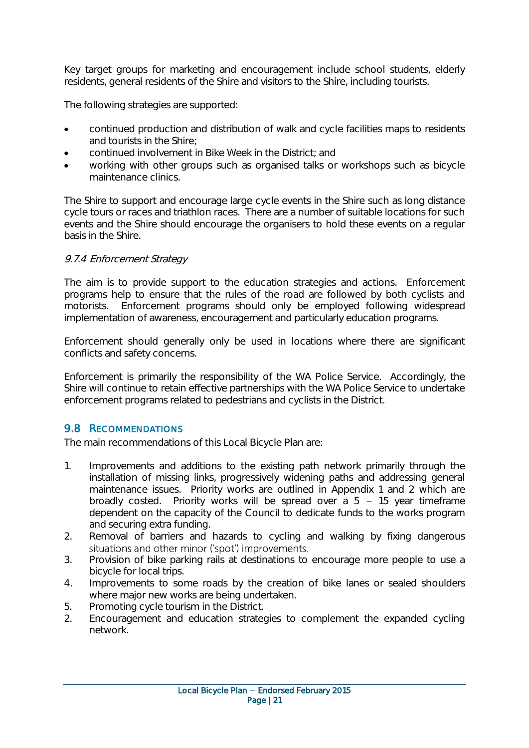Key target groups for marketing and encouragement include school students, elderly residents, general residents of the Shire and visitors to the Shire, including tourists.

The following strategies are supported:

- continued production and distribution of walk and cycle facilities maps to residents and tourists in the Shire;
- continued involvement in Bike Week in the District; and
- working with other groups such as organised talks or workshops such as bicycle maintenance clinics.

The Shire to support and encourage large cycle events in the Shire such as long distance cycle tours or races and triathlon races. There are a number of suitable locations for such events and the Shire should encourage the organisers to hold these events on a regular basis in the Shire.

#### *9.7.4 Enforcement Strategy*

The aim is to provide support to the education strategies and actions. Enforcement programs help to ensure that the rules of the road are followed by both cyclists and motorists. Enforcement programs should only be employed following widespread implementation of awareness, encouragement and particularly education programs.

Enforcement should generally only be used in locations where there are significant conflicts and safety concerns.

Enforcement is primarily the responsibility of the WA Police Service. Accordingly, the Shire will continue to retain effective partnerships with the WA Police Service to undertake enforcement programs related to pedestrians and cyclists in the District.

## 9.8 RECOMMENDATIONS

The main recommendations of this Local Bicycle Plan are:

1. Improvements and additions to the existing path network primarily through the installation of missing links, progressively widening paths and addressing general maintenance issues. Priority works are outlined in Appendix 1 and 2 which are broadly costed. Priority works will be spread over a 5 – 15 year timeframe dependent on the capacity of the Council to dedicate funds to the works program and securing extra funding.
2. Removal of barriers and hazards to cycling and walking by fixing dangerous situations and other minor ('spot') improvements.
3. Provision of bike parking rails at destinations to encourage more people to use a bicycle for local trips.
4. Improvements to some roads by the creation of bike lanes or sealed shoulders where major new works are being undertaken.
5. Promoting cycle tourism in the District.
2. Encouragement and education strategies to complement the expanded cycling network.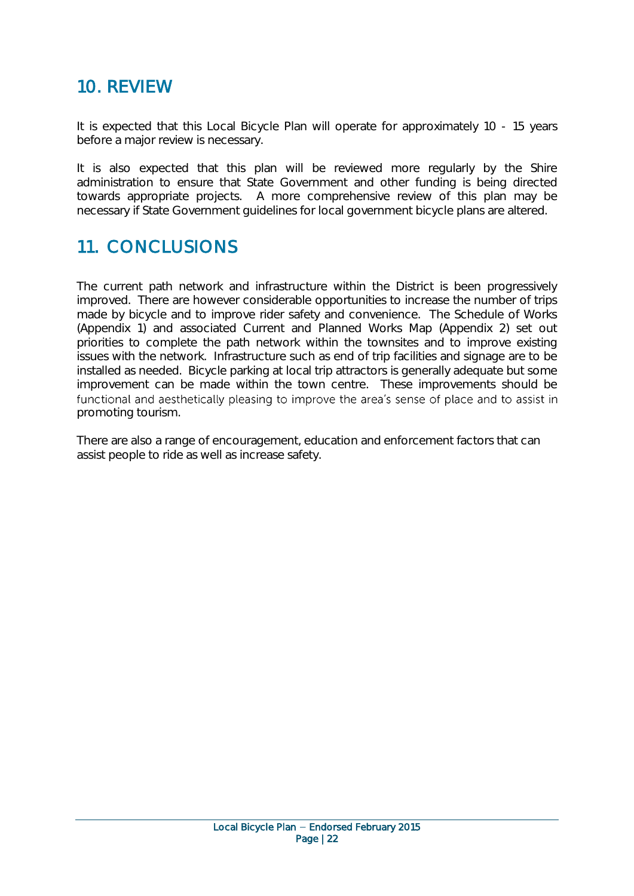## 10. REVIEW

It is expected that this Local Bicycle Plan will operate for approximately 10 - 15 years before a major review is necessary.

It is also expected that this plan will be reviewed more regularly by the Shire administration to ensure that State Government and other funding is being directed towards appropriate projects. A more comprehensive review of this plan may be necessary if State Government guidelines for local government bicycle plans are altered.

## 11. CONCLUSIONS

The current path network and infrastructure within the District is been progressively improved. There are however considerable opportunities to increase the number of trips made by bicycle and to improve rider safety and convenience. The Schedule of Works (Appendix 1) and associated Current and Planned Works Map (Appendix 2) set out priorities to complete the path network within the townsites and to improve existing issues with the network. Infrastructure such as end of trip facilities and signage are to be installed as needed. Bicycle parking at local trip attractors is generally adequate but some improvement can be made within the town centre. These improvements should be functional and aesthetically pleasing to improve the area's sense of place and to assist in promoting tourism.

There are also a range of encouragement, education and enforcement factors that can assist people to ride as well as increase safety.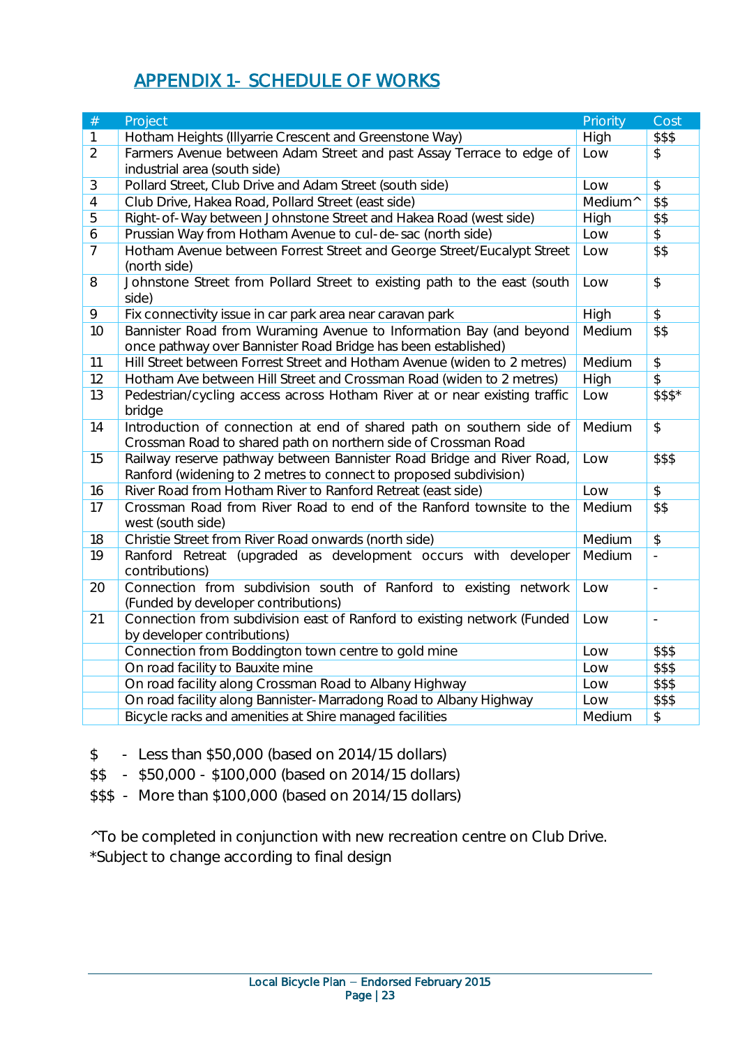## APPENDIX 1- SCHEDULE OF WORKS

| # | Project | Priority | Cost |
|---|---|---|---|
| 1 | Hotham Heights (Illyarrie Crescent and Greenstone Way) | High | $$$ |
| 2 | Farmers Avenue between Adam Street and past Assay Terrace to edge of industrial area (south side) | Low | $ |
| 3 | Pollard Street, Club Drive and Adam Street (south side) | Low | $ |
| 4 | Club Drive, Hakea Road, Pollard Street (east side) | Medium^ | $$ |
| 5 | Right-of-Way between Johnstone Street and Hakea Road (west side) | High | $$ |
| 6 | Prussian Way from Hotham Avenue to cul-de-sac (north side) | Low | $ |
| 7 | Hotham Avenue between Forrest Street and George Street/Eucalypt Street (north side) | Low | $$ |
| 8 | Johnstone Street from Pollard Street to existing path to the east (south side) | Low | $ |
| 9 | Fix connectivity issue in car park area near caravan park | High | $ |
| 10 | Bannister Road from Wuraming Avenue to Information Bay (and beyond once pathway over Bannister Road Bridge has been established) | Medium | $$ |
| 11 | Hill Street between Forrest Street and Hotham Avenue (widen to 2 metres) | Medium | $ |
| 12 | Hotham Ave between Hill Street and Crossman Road (widen to 2 metres) | High | $ |
| 13 | Pedestrian/cycling access across Hotham River at or near existing traffic bridge | Low | $$$* |
| 14 | Introduction of connection at end of shared path on southern side of Crossman Road to shared path on northern side of Crossman Road | Medium | $ |
| 15 | Railway reserve pathway between Bannister Road Bridge and River Road, Ranford (widening to 2 metres to connect to proposed subdivision) | Low | $$$ |
| 16 | River Road from Hotham River to Ranford Retreat (east side) | Low | $ |
| 17 | Crossman Road from River Road to end of the Ranford townsite to the west (south side) | Medium | $$ |
| 18 | Christie Street from River Road onwards (north side) | Medium | $ |
| 19 | Ranford Retreat (upgraded as development occurs with developer contributions) | Medium | - |
| 20 | Connection from subdivision south of Ranford to existing network (Funded by developer contributions) | Low | - |
| 21 | Connection from subdivision east of Ranford to existing network (Funded by developer contributions) | Low | - |
| | Connection from Boddington town centre to gold mine | Low | $$$ |
| | On road facility to Bauxite mine | Low | $$$ |
| | On road facility along Crossman Road to Albany Highway | Low | $$$ |
| | On road facility along Bannister-Marradong Road to Albany Highway | Low | $$$ |
| | Bicycle racks and amenities at Shire managed facilities | Medium | $ |

$ - Less than $50,000 (based on 2014/15 dollars)

$$ - $50,000 - $100,000 (based on 2014/15 dollars)

$$$ - More than $100,000 (based on 2014/15 dollars)

^To be completed in conjunction with new recreation centre on Club Drive.

*Subject to change according to final design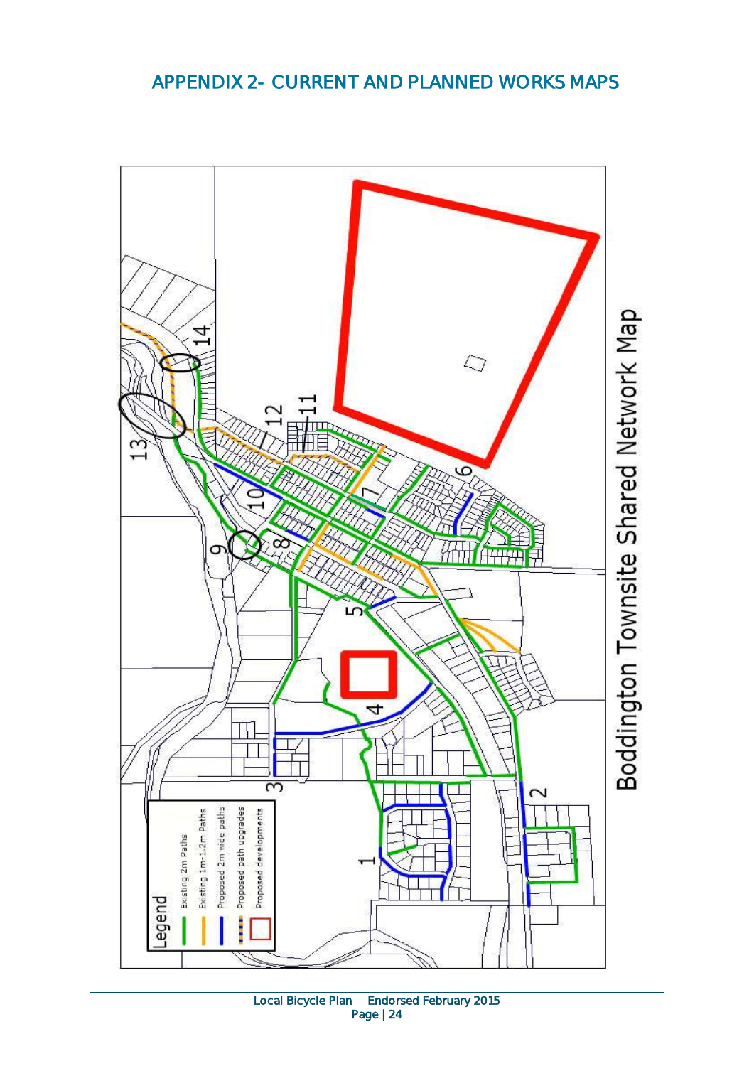## APPENDIX 2- CURRENT AND PLANNED WORKS MAPS

Boddington Townsite Shared Network Map

Legend

- Existing 2m Paths
- Existing 1m-1.2m Paths
- Proposed 2m wide paths
- Proposed path upgrades
- Proposed developments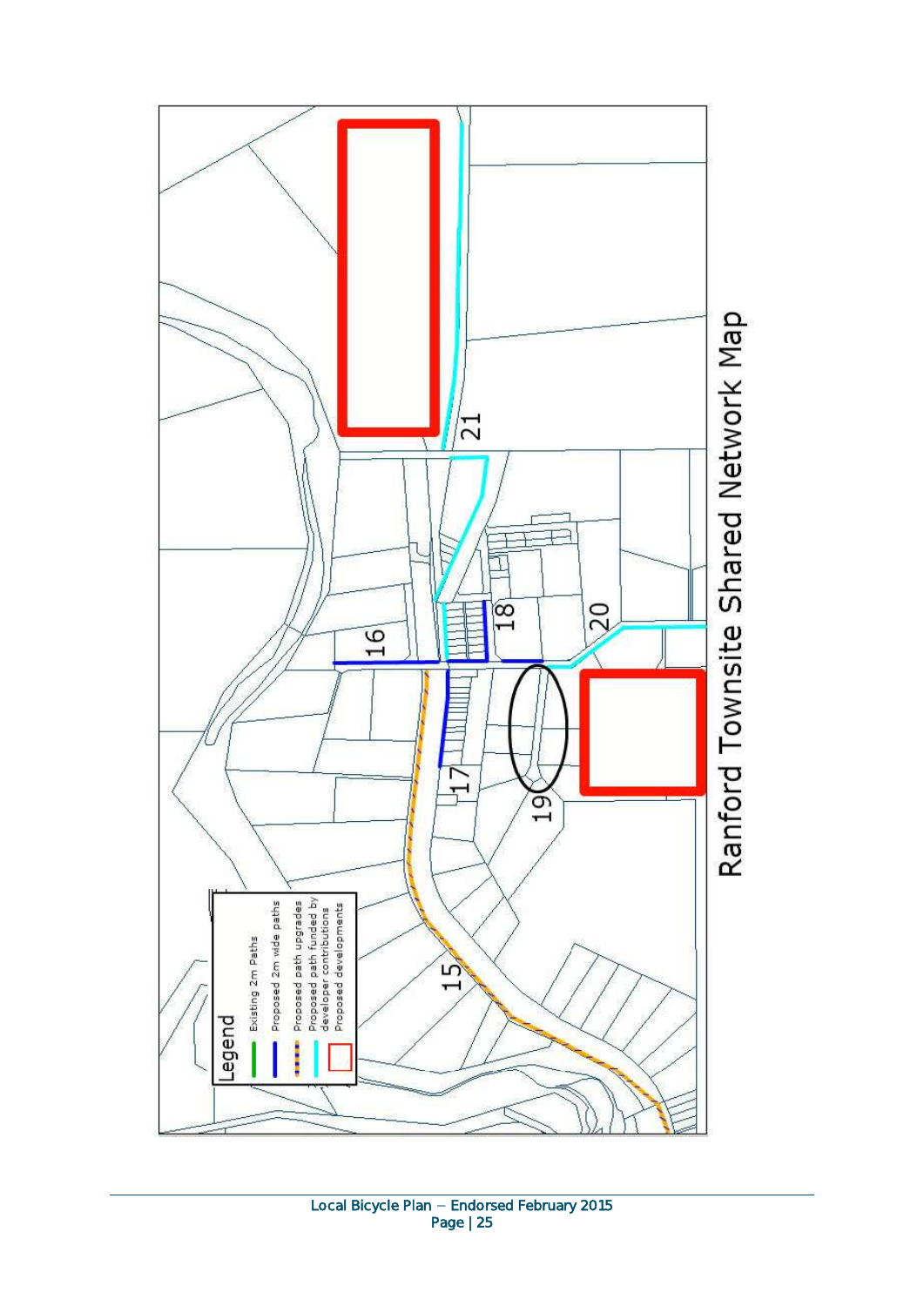Ranford Townsite Shared Network Map

Legend

Existing 2m Paths

Proposed 2m wide paths

Proposed path upgrades

Proposed path funded by developer contributions

Proposed developments

15

16

17

18

19

20

21